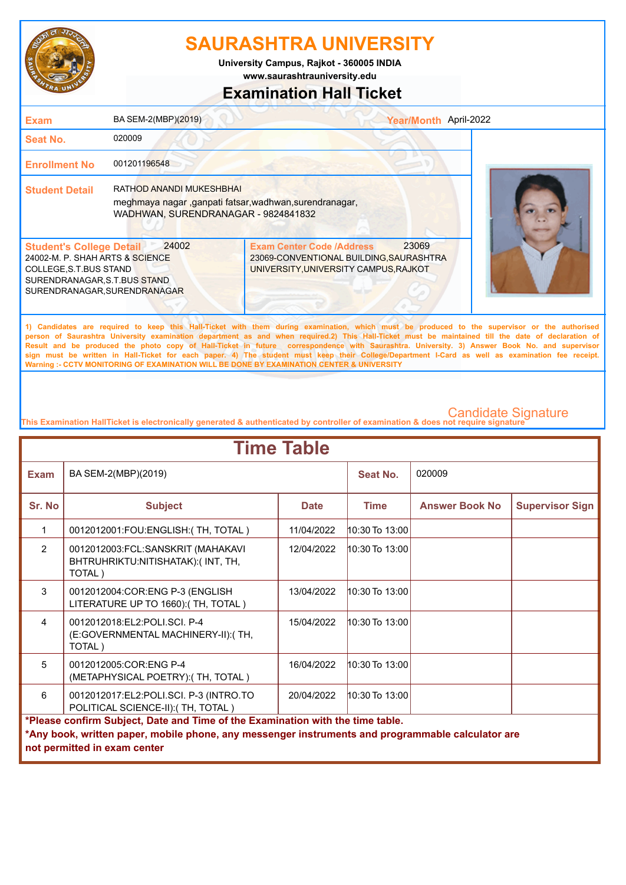# SAURASHTRA UNIVERSITY

**University Campus, Rajkot - 360005 INDIA**
**www.saurashtrauniversity.edu**

## Examination Hall Ticket

| | | | |
|---|---|---|---|
| **Exam** | BA SEM-2(MBP)(2019) | **Year/Month** | April-2022 |
| **Seat No.** | 020009 | | |
| **Enrollment No** | 001201196548 | | |
| **Student Detail** | RATHOD ANANDI MUKESHBHAI<br>meghmaya nagar ,ganpati fatsar,wadhwan,surendranagar,<br>WADHWAN, SURENDRANAGAR - 9824841832 | | |

**Student's College Detail** 24002
24002-M. P. SHAH ARTS & SCIENCE COLLEGE,S.T.BUS STAND SURENDRANAGAR,S.T.BUS STAND SURENDRANAGAR,SURENDRANAGAR

**Exam Center Code /Address** 23069
23069-CONVENTIONAL BUILDING,SAURASHTRA UNIVERSITY,UNIVERSITY CAMPUS,RAJKOT

1) Candidates are required to keep this Hall-Ticket with them during examination, which must be produced to the supervisor or the authorised person of Saurashtra University examination department as and when required.2) This Hall-Ticket must be maintained till the date of declaration of Result and be produced the photo copy of Hall-Ticket in future correspondence with Saurashtra. University. 3) Answer Book No. and supervisor sign must be written in Hall-Ticket for each paper. 4) The student must keep their College/Department I-Card as well as examination fee receipt.
Warning :- CCTV MONITORING OF EXAMINATION WILL BE DONE BY EXAMINATION CENTER & UNIVERSITY

Candidate Signature

This Examination HallTicket is electronically generated & authenticated by controller of examination & does not require signature

## Time Table

**Exam:** BA SEM-2(MBP)(2019) **Seat No.:** 020009

| Sr. No | Subject | Date | Time | Answer Book No | Supervisor Sign |
|---|---|---|---|---|---|
| 1 | 0012012001:FOU:ENGLISH:( TH, TOTAL ) | 11/04/2022 | 10:30 To 13:00 | | |
| 2 | 0012012003:FCL:SANSKRIT (MAHAKAVI BHTRUHRIKTU:NITISHATAK):( INT, TH, TOTAL ) | 12/04/2022 | 10:30 To 13:00 | | |
| 3 | 0012012004:COR:ENG P-3 (ENGLISH LITERATURE UP TO 1660):( TH, TOTAL ) | 13/04/2022 | 10:30 To 13:00 | | |
| 4 | 0012012018:EL2:POLI.SCI. P-4 (E:GOVERNMENTAL MACHINERY-II):( TH, TOTAL ) | 15/04/2022 | 10:30 To 13:00 | | |
| 5 | 0012012005:COR:ENG P-4 (METAPHYSICAL POETRY):( TH, TOTAL ) | 16/04/2022 | 10:30 To 13:00 | | |
| 6 | 0012012017:EL2:POLI.SCI. P-3 (INTRO.TO POLITICAL SCIENCE-II):( TH, TOTAL ) | 20/04/2022 | 10:30 To 13:00 | | |

**\*Please confirm Subject, Date and Time of the Examination with the time table.**
**\*Any book, written paper, mobile phone, any messenger instruments and programmable calculator are not permitted in exam center**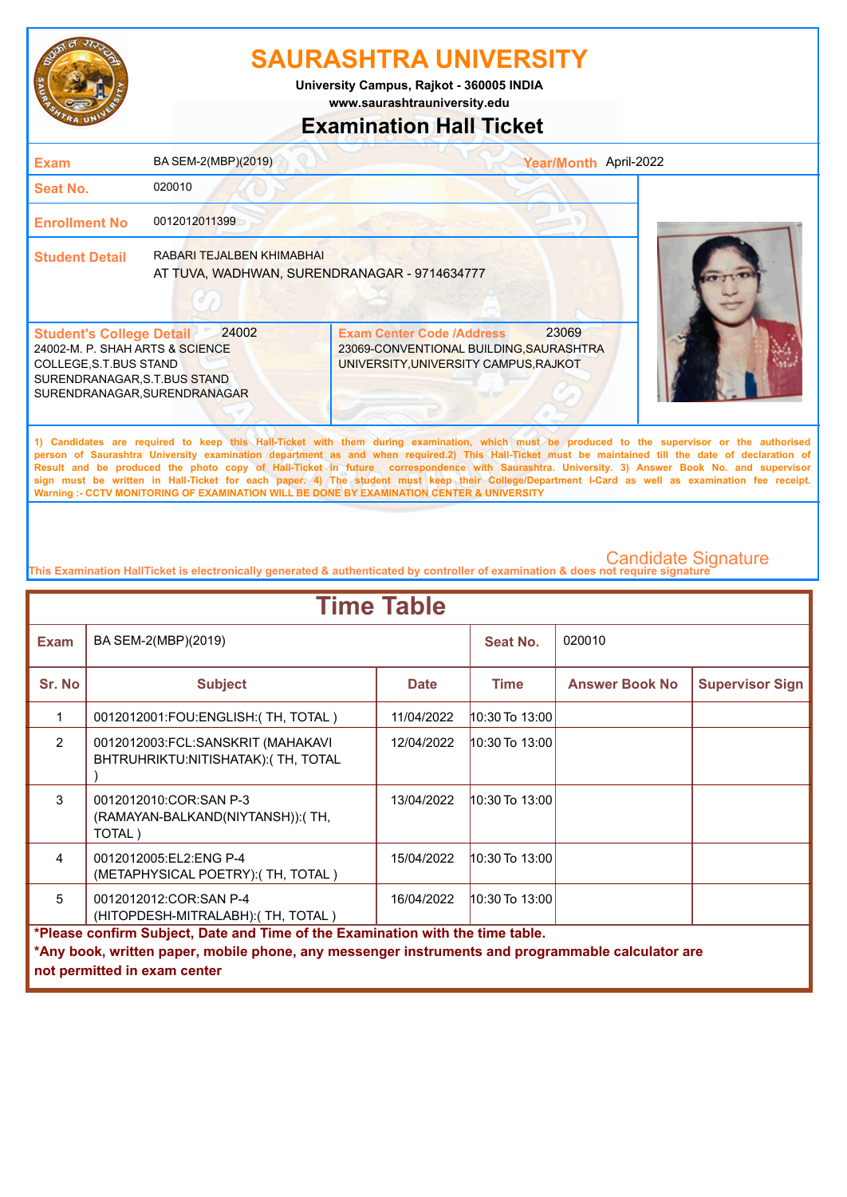# SAURASHTRA UNIVERSITY

University Campus, Rajkot - 360005 INDIA
www.saurashtrauniversity.edu

## Examination Hall Ticket

| | | | |
|---|---|---|---|
| **Exam** | BA SEM-2(MBP)(2019) | **Year/Month** | April-2022 |
| **Seat No.** | 020010 | | |
| **Enrollment No** | 0012012011399 | | |
| **Student Detail** | RABARI TEJALBEN KHIMABHAI<br>AT TUVA, WADHWAN, SURENDRANAGAR - 9714634777 | | |

| **Student's College Detail** 24002 | **Exam Center Code /Address** 23069 |
|---|---|
| 24002-M. P. SHAH ARTS & SCIENCE COLLEGE,S.T.BUS STAND SURENDRANAGAR,S.T.BUS STAND SURENDRANAGAR,SURENDRANAGAR | 23069-CONVENTIONAL BUILDING,SAURASHTRA UNIVERSITY,UNIVERSITY CAMPUS,RAJKOT |

1) Candidates are required to keep this Hall-Ticket with them during examination, which must be produced to the supervisor or the authorised person of Saurashtra University examination department as and when required.2) This Hall-Ticket must be maintained till the date of declaration of Result and be produced the photo copy of Hall-Ticket in future correspondence with Saurashtra. University. 3) Answer Book No. and supervisor sign must be written in Hall-Ticket for each paper. 4) The student must keep their College/Department I-Card as well as examination fee receipt.
Warning :- CCTV MONITORING OF EXAMINATION WILL BE DONE BY EXAMINATION CENTER & UNIVERSITY

Candidate Signature

This Examination HallTicket is electronically generated & authenticated by controller of examination & does not require signature

## Time Table

| **Exam** | BA SEM-2(MBP)(2019) | | **Seat No.** | 020010 | |
|---|---|---|---|---|---|
| **Sr. No** | **Subject** | **Date** | **Time** | **Answer Book No** | **Supervisor Sign** |
| 1 | 0012012001:FOU:ENGLISH:( TH, TOTAL ) | 11/04/2022 | 10:30 To 13:00 | | |
| 2 | 0012012003:FCL:SANSKRIT (MAHAKAVI BHTRUHRIKTU:NITISHATAK):( TH, TOTAL ) | 12/04/2022 | 10:30 To 13:00 | | |
| 3 | 0012012010:COR:SAN P-3 (RAMAYAN-BALKAND(NIYTANSH)):( TH, TOTAL ) | 13/04/2022 | 10:30 To 13:00 | | |
| 4 | 0012012005:EL2:ENG P-4 (METAPHYSICAL POETRY):( TH, TOTAL ) | 15/04/2022 | 10:30 To 13:00 | | |
| 5 | 0012012012:COR:SAN P-4 (HITOPDESH-MITRALABH):( TH, TOTAL ) | 16/04/2022 | 10:30 To 13:00 | | |

**\*Please confirm Subject, Date and Time of the Examination with the time table.**

**\*Any book, written paper, mobile phone, any messenger instruments and programmable calculator are not permitted in exam center**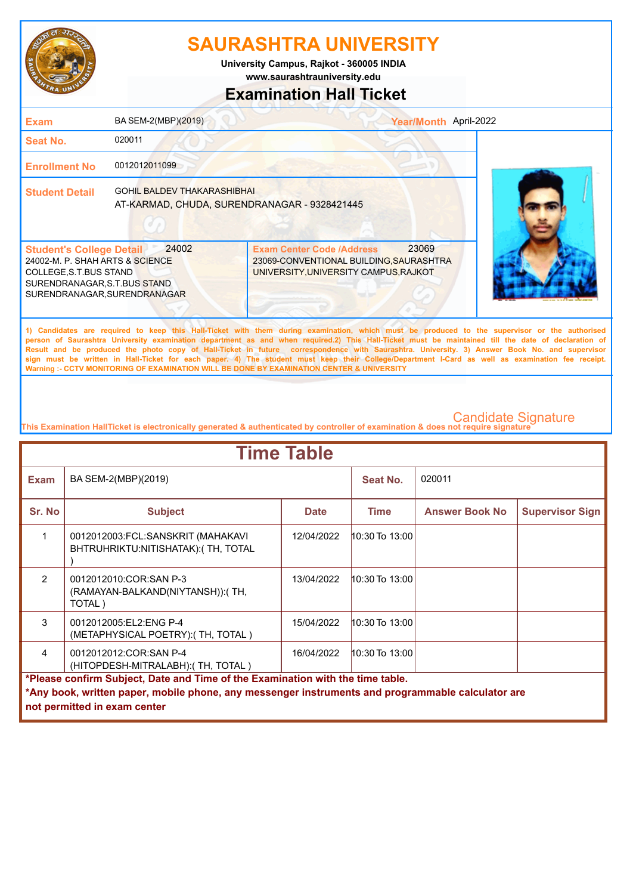# SAURASHTRA UNIVERSITY

University Campus, Rajkot - 360005 INDIA
www.saurashtrauniversity.edu

## Examination Hall Ticket

| | | | |
|---|---|---|---|
| **Exam** | BA SEM-2(MBP)(2019) | **Year/Month** | April-2022 |
| **Seat No.** | 020011 | | |
| **Enrollment No** | 0012012011099 | | |
| **Student Detail** | GOHIL BALDEV THAKARASHIBHAI<br>AT-KARMAD, CHUDA, SURENDRANAGAR - 9328421445 | | |

| **Student's College Detail** 24002 | **Exam Center Code /Address** 23069 |
|---|---|
| 24002-M. P. SHAH ARTS & SCIENCE COLLEGE,S.T.BUS STAND SURENDRANAGAR,S.T.BUS STAND SURENDRANAGAR,SURENDRANAGAR | 23069-CONVENTIONAL BUILDING,SAURASHTRA UNIVERSITY,UNIVERSITY CAMPUS,RAJKOT |

1) Candidates are required to keep this Hall-Ticket with them during examination, which must be produced to the supervisor or the authorised person of Saurashtra University examination department as and when required.2) This Hall-Ticket must be maintained till the date of declaration of Result and be produced the photo copy of Hall-Ticket in future correspondence with Saurashtra. University. 3) Answer Book No. and supervisor sign must be written in Hall-Ticket for each paper. 4) The student must keep their College/Department I-Card as well as examination fee receipt.
Warning :- CCTV MONITORING OF EXAMINATION WILL BE DONE BY EXAMINATION CENTER & UNIVERSITY

Candidate Signature

This Examination HallTicket is electronically generated & authenticated by controller of examination & does not require signature

## Time Table

**Exam:** BA SEM-2(MBP)(2019) **Seat No.:** 020011

| Sr. No | Subject | Date | Time | Answer Book No | Supervisor Sign |
|---|---|---|---|---|---|
| 1 | 0012012003:FCL:SANSKRIT (MAHAKAVI BHTRUHRIKTU:NITISHATAK):( TH, TOTAL ) | 12/04/2022 | 10:30 To 13:00 | | |
| 2 | 0012012010:COR:SAN P-3 (RAMAYAN-BALKAND(NIYTANSH)):( TH, TOTAL ) | 13/04/2022 | 10:30 To 13:00 | | |
| 3 | 0012012005:EL2:ENG P-4 (METAPHYSICAL POETRY):( TH, TOTAL ) | 15/04/2022 | 10:30 To 13:00 | | |
| 4 | 0012012012:COR:SAN P-4 (HITOPDESH-MITRALABH):( TH, TOTAL ) | 16/04/2022 | 10:30 To 13:00 | | |

**\*Please confirm Subject, Date and Time of the Examination with the time table.**
**\*Any book, written paper, mobile phone, any messenger instruments and programmable calculator are not permitted in exam center**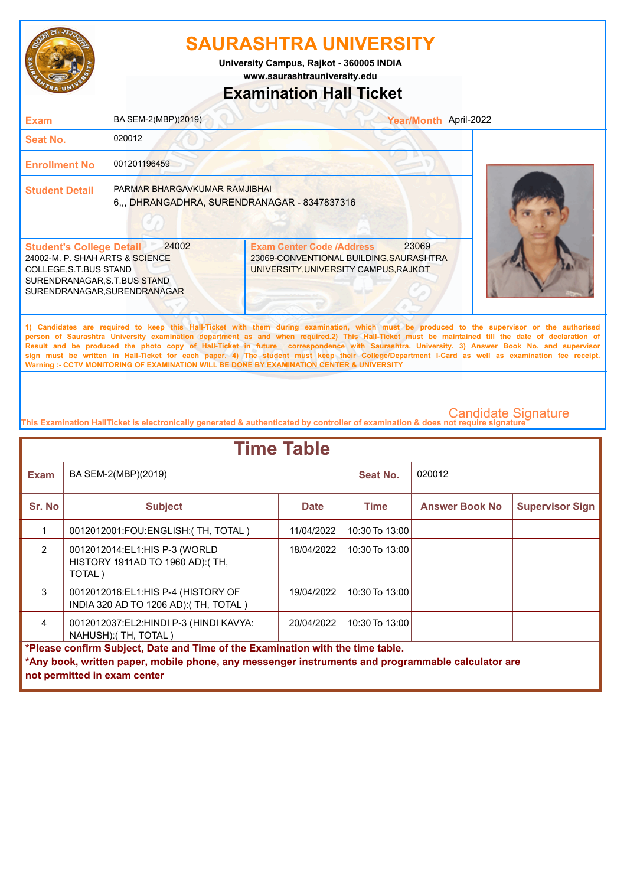# SAURASHTRA UNIVERSITY

University Campus, Rajkot - 360005 INDIA
www.saurashtrauniversity.edu

## Examination Hall Ticket

| | | | |
|---|---|---|---|
| **Exam** | BA SEM-2(MBP)(2019) | **Year/Month** | April-2022 |
| **Seat No.** | 020012 | | |
| **Enrollment No** | 001201196459 | | |
| **Student Detail** | PARMAR BHARGAVKUMAR RAMJIBHAI<br>6,,, DHRANGADHRA, SURENDRANAGAR - 8347837316 | | |

| **Student's College Detail** 24002 | **Exam Center Code /Address** 23069 |
|---|---|
| 24002-M. P. SHAH ARTS & SCIENCE COLLEGE,S.T.BUS STAND SURENDRANAGAR,S.T.BUS STAND SURENDRANAGAR,SURENDRANAGAR | 23069-CONVENTIONAL BUILDING,SAURASHTRA UNIVERSITY,UNIVERSITY CAMPUS,RAJKOT |

**1) Candidates are required to keep this Hall-Ticket with them during examination, which must be produced to the supervisor or the authorised person of Saurashtra University examination department as and when required.2) This Hall-Ticket must be maintained till the date of declaration of Result and be produced the photo copy of Hall-Ticket in future correspondence with Saurashtra. University. 3) Answer Book No. and supervisor sign must be written in Hall-Ticket for each paper. 4) The student must keep their College/Department I-Card as well as examination fee receipt. Warning :- CCTV MONITORING OF EXAMINATION WILL BE DONE BY EXAMINATION CENTER & UNIVERSITY**

Candidate Signature

This Examination HallTicket is electronically generated & authenticated by controller of examination & does not require signature

## Time Table

| **Exam** | BA SEM-2(MBP)(2019) | | **Seat No.** | 020012 | |
|---|---|---|---|---|---|
| **Sr. No** | **Subject** | **Date** | **Time** | **Answer Book No** | **Supervisor Sign** |
| 1 | 0012012001:FOU:ENGLISH:( TH, TOTAL ) | 11/04/2022 | 10:30 To 13:00 | | |
| 2 | 0012012014:EL1:HIS P-3 (WORLD HISTORY 1911AD TO 1960 AD):( TH, TOTAL ) | 18/04/2022 | 10:30 To 13:00 | | |
| 3 | 0012012016:EL1:HIS P-4 (HISTORY OF INDIA 320 AD TO 1206 AD):( TH, TOTAL ) | 19/04/2022 | 10:30 To 13:00 | | |
| 4 | 0012012037:EL2:HINDI P-3 (HINDI KAVYA: NAHUSH):( TH, TOTAL ) | 20/04/2022 | 10:30 To 13:00 | | |

**\*Please confirm Subject, Date and Time of the Examination with the time table.**

**\*Any book, written paper, mobile phone, any messenger instruments and programmable calculator are not permitted in exam center**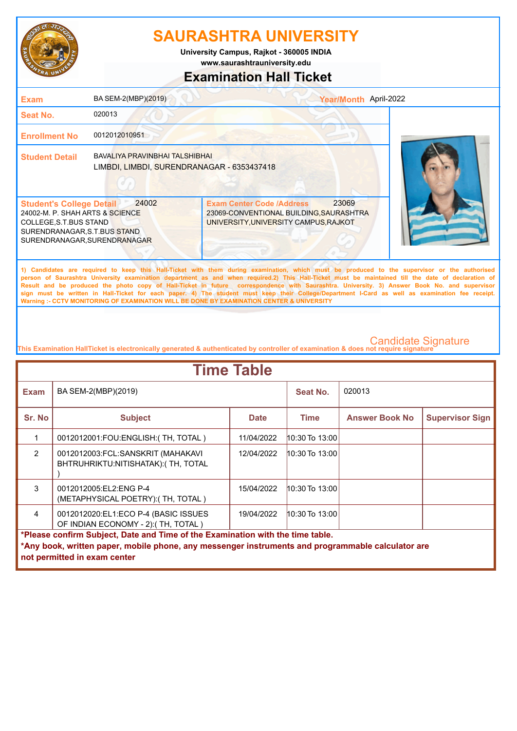# SAURASHTRA UNIVERSITY

**University Campus, Rajkot - 360005 INDIA**
**www.saurashtrauniversity.edu**

## Examination Hall Ticket

| | | | |
|---|---|---|---|
| **Exam** | BA SEM-2(MBP)(2019) | **Year/Month** | April-2022 |
| **Seat No.** | 020013 | | |
| **Enrollment No** | 0012012010951 | | |
| **Student Detail** | BAVALIYA PRAVINBHAI TALSHIBHAI<br>LIMBDI, LIMBDI, SURENDRANAGAR - 6353437418 | | |

| **Student's College Detail** 24002 | **Exam Center Code /Address** 23069 |
|---|---|
| 24002-M. P. SHAH ARTS & SCIENCE COLLEGE,S.T.BUS STAND SURENDRANAGAR,S.T.BUS STAND SURENDRANAGAR,SURENDRANAGAR | 23069-CONVENTIONAL BUILDING,SAURASHTRA UNIVERSITY,UNIVERSITY CAMPUS,RAJKOT |

**1) Candidates are required to keep this Hall-Ticket with them during examination, which must be produced to the supervisor or the authorised person of Saurashtra University examination department as and when required.2) This Hall-Ticket must be maintained till the date of declaration of Result and be produced the photo copy of Hall-Ticket in future correspondence with Saurashtra. University. 3) Answer Book No. and supervisor sign must be written in Hall-Ticket for each paper. 4) The student must keep their College/Department I-Card as well as examination fee receipt. Warning :- CCTV MONITORING OF EXAMINATION WILL BE DONE BY EXAMINATION CENTER & UNIVERSITY**

Candidate Signature

**This Examination HallTicket is electronically generated & authenticated by controller of examination & does not require signature**

## Time Table

| **Exam** | BA SEM-2(MBP)(2019) | | **Seat No.** | 020013 | |
|---|---|---|---|---|---|
| **Sr. No** | **Subject** | **Date** | **Time** | **Answer Book No** | **Supervisor Sign** |
| 1 | 0012012001:FOU:ENGLISH:( TH, TOTAL ) | 11/04/2022 | 10:30 To 13:00 | | |
| 2 | 0012012003:FCL:SANSKRIT (MAHAKAVI BHTRUHRIKTU:NITISHATAK):( TH, TOTAL ) | 12/04/2022 | 10:30 To 13:00 | | |
| 3 | 0012012005:EL2:ENG P-4 (METAPHYSICAL POETRY):( TH, TOTAL ) | 15/04/2022 | 10:30 To 13:00 | | |
| 4 | 0012012020:EL1:ECO P-4 (BASIC ISSUES OF INDIAN ECONOMY - 2):( TH, TOTAL ) | 19/04/2022 | 10:30 To 13:00 | | |

**\*Please confirm Subject, Date and Time of the Examination with the time table.**
**\*Any book, written paper, mobile phone, any messenger instruments and programmable calculator are not permitted in exam center**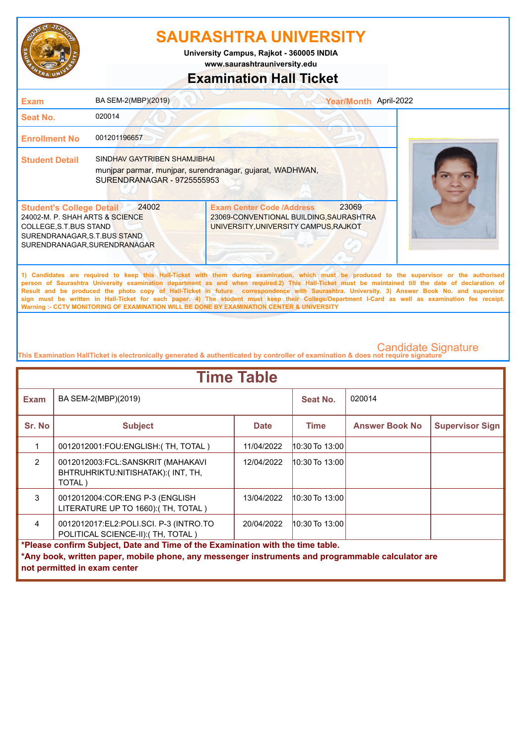# SAURASHTRA UNIVERSITY

University Campus, Rajkot - 360005 INDIA
www.saurashtrauniversity.edu

## Examination Hall Ticket

| | | | |
|---|---|---|---|
| **Exam** | BA SEM-2(MBP)(2019) | **Year/Month** | April-2022 |
| **Seat No.** | 020014 | | |
| **Enrollment No** | 001201196657 | | |
| **Student Detail** | SINDHAV GAYTRIBEN SHAMJIBHAI<br>munjpar parmar, munjpar, surendranagar, gujarat, WADHWAN, SURENDRANAGAR - 9725555953 | | |

| **Student's College Detail** 24002 | **Exam Center Code /Address** 23069 |
|---|---|
| 24002-M. P. SHAH ARTS & SCIENCE COLLEGE,S.T.BUS STAND SURENDRANAGAR,S.T.BUS STAND SURENDRANAGAR,SURENDRANAGAR | 23069-CONVENTIONAL BUILDING,SAURASHTRA UNIVERSITY,UNIVERSITY CAMPUS,RAJKOT |

1) Candidates are required to keep this Hall-Ticket with them during examination, which must be produced to the supervisor or the authorised person of Saurashtra University examination department as and when required.2) This Hall-Ticket must be maintained till the date of declaration of Result and be produced the photo copy of Hall-Ticket in future correspondence with Saurashtra. University. 3) Answer Book No. and supervisor sign must be written in Hall-Ticket for each paper. 4) The student must keep their College/Department I-Card as well as examination fee receipt.
Warning :- CCTV MONITORING OF EXAMINATION WILL BE DONE BY EXAMINATION CENTER & UNIVERSITY

Candidate Signature

This Examination HallTicket is electronically generated & authenticated by controller of examination & does not require signature

## Time Table

| **Exam** | BA SEM-2(MBP)(2019) | | **Seat No.** | 020014 | |
|---|---|---|---|---|---|
| **Sr. No** | **Subject** | **Date** | **Time** | **Answer Book No** | **Supervisor Sign** |
| 1 | 0012012001:FOU:ENGLISH:( TH, TOTAL ) | 11/04/2022 | 10:30 To 13:00 | | |
| 2 | 0012012003:FCL:SANSKRIT (MAHAKAVI BHTRUHRIKTU:NITISHATAK):( INT, TH, TOTAL ) | 12/04/2022 | 10:30 To 13:00 | | |
| 3 | 0012012004:COR:ENG P-3 (ENGLISH LITERATURE UP TO 1660):( TH, TOTAL ) | 13/04/2022 | 10:30 To 13:00 | | |
| 4 | 0012012017:EL2:POLI.SCI. P-3 (INTRO.TO POLITICAL SCIENCE-II):( TH, TOTAL ) | 20/04/2022 | 10:30 To 13:00 | | |

**\*Please confirm Subject, Date and Time of the Examination with the time table.**

**\*Any book, written paper, mobile phone, any messenger instruments and programmable calculator are not permitted in exam center**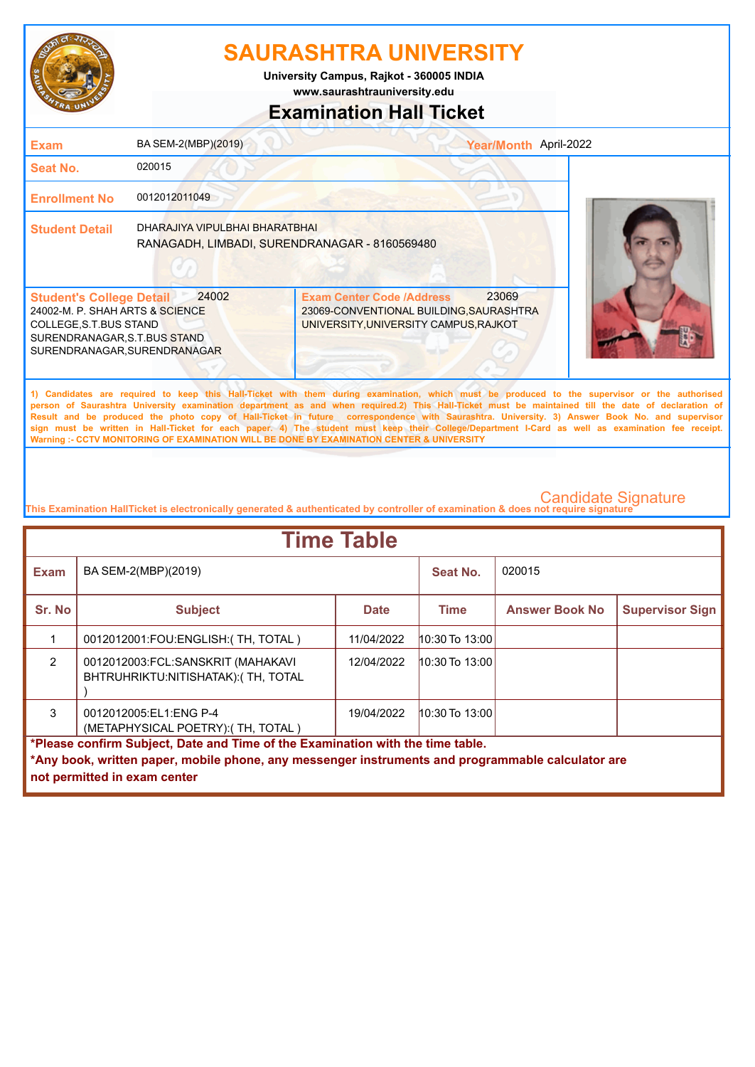# SAURASHTRA UNIVERSITY

**University Campus, Rajkot - 360005 INDIA**
**www.saurashtrauniversity.edu**

## Examination Hall Ticket

| | | | |
|---|---|---|---|
| **Exam** | BA SEM-2(MBP)(2019) | **Year/Month** | April-2022 |
| **Seat No.** | 020015 | | |
| **Enrollment No** | 0012012011049 | | |
| **Student Detail** | DHARAJIYA VIPULBHAI BHARATBHAI<br>RANAGADH, LIMBADI, SURENDRANAGAR - 8160569480 | | |

| **Student's College Detail** 24002 | **Exam Center Code /Address** 23069 |
|---|---|
| 24002-M. P. SHAH ARTS & SCIENCE COLLEGE,S.T.BUS STAND SURENDRANAGAR,S.T.BUS STAND SURENDRANAGAR,SURENDRANAGAR | 23069-CONVENTIONAL BUILDING,SAURASHTRA UNIVERSITY,UNIVERSITY CAMPUS,RAJKOT |

1) Candidates are required to keep this Hall-Ticket with them during examination, which must be produced to the supervisor or the authorised person of Saurashtra University examination department as and when required.2) This Hall-Ticket must be maintained till the date of declaration of Result and be produced the photo copy of Hall-Ticket in future correspondence with Saurashtra. University. 3) Answer Book No. and supervisor sign must be written in Hall-Ticket for each paper. 4) The student must keep their College/Department I-Card as well as examination fee receipt.
Warning :- CCTV MONITORING OF EXAMINATION WILL BE DONE BY EXAMINATION CENTER & UNIVERSITY

Candidate Signature

This Examination HallTicket is electronically generated & authenticated by controller of examination & does not require signature

## Time Table

| **Exam** | BA SEM-2(MBP)(2019) | | **Seat No.** | 020015 | |
|---|---|---|---|---|---|
| **Sr. No** | **Subject** | **Date** | **Time** | **Answer Book No** | **Supervisor Sign** |
| 1 | 0012012001:FOU:ENGLISH:( TH, TOTAL ) | 11/04/2022 | 10:30 To 13:00 | | |
| 2 | 0012012003:FCL:SANSKRIT (MAHAKAVI BHTRUHRIKTU:NITISHATAK):( TH, TOTAL ) | 12/04/2022 | 10:30 To 13:00 | | |
| 3 | 0012012005:EL1:ENG P-4 (METAPHYSICAL POETRY):( TH, TOTAL ) | 19/04/2022 | 10:30 To 13:00 | | |

**\*Please confirm Subject, Date and Time of the Examination with the time table.**
**\*Any book, written paper, mobile phone, any messenger instruments and programmable calculator are not permitted in exam center**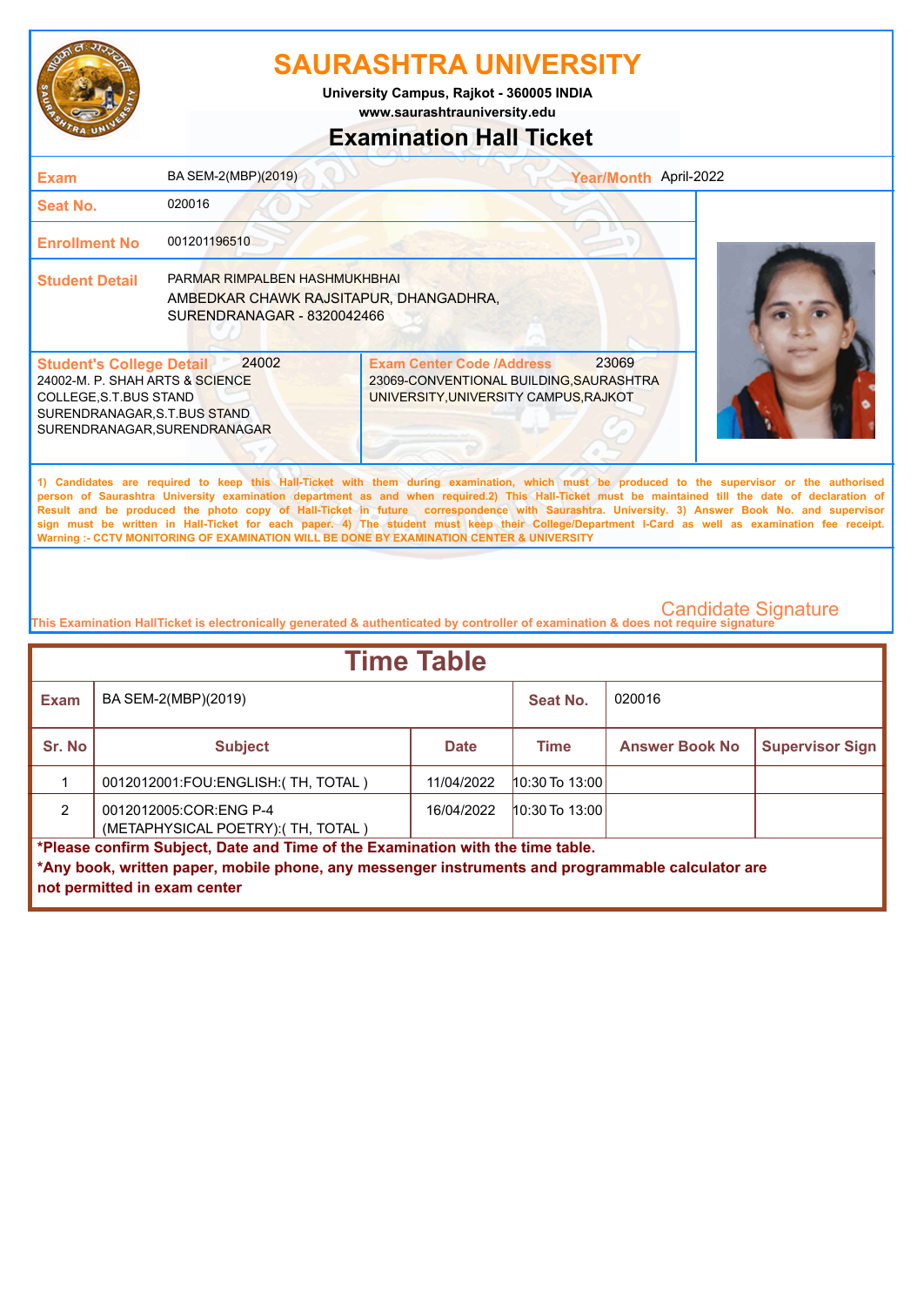# SAURASHTRA UNIVERSITY

**University Campus, Rajkot - 360005 INDIA**

**www.saurashtrauniversity.edu**

## Examination Hall Ticket

| | | | |
|---|---|---|---|
| **Exam** | BA SEM-2(MBP)(2019) | **Year/Month** | April-2022 |
| **Seat No.** | 020016 | | |
| **Enrollment No** | 001201196510 | | |
| **Student Detail** | PARMAR RIMPALBEN HASHMUKHBHAI<br>AMBEDKAR CHAWK RAJSITAPUR, DHANGADHRA, SURENDRANAGAR - 8320042466 | | |

| **Student's College Detail** 24002 | **Exam Center Code /Address** 23069 |
|---|---|
| 24002-M. P. SHAH ARTS & SCIENCE COLLEGE,S.T.BUS STAND SURENDRANAGAR,S.T.BUS STAND SURENDRANAGAR,SURENDRANAGAR | 23069-CONVENTIONAL BUILDING,SAURASHTRA UNIVERSITY,UNIVERSITY CAMPUS,RAJKOT |

1) Candidates are required to keep this Hall-Ticket with them during examination, which must be produced to the supervisor or the authorised person of Saurashtra University examination department as and when required.2) This Hall-Ticket must be maintained till the date of declaration of Result and be produced the photo copy of Hall-Ticket in future correspondence with Saurashtra. University. 3) Answer Book No. and supervisor sign must be written in Hall-Ticket for each paper. 4) The student must keep their College/Department I-Card as well as examination fee receipt.
Warning :- CCTV MONITORING OF EXAMINATION WILL BE DONE BY EXAMINATION CENTER & UNIVERSITY

Candidate Signature

This Examination HallTicket is electronically generated & authenticated by controller of examination & does not require signature

## Time Table

| **Exam** | BA SEM-2(MBP)(2019) | | **Seat No.** | 020016 | |
|---|---|---|---|---|---|
| **Sr. No** | **Subject** | **Date** | **Time** | **Answer Book No** | **Supervisor Sign** |
| 1 | 0012012001:FOU:ENGLISH:( TH, TOTAL ) | 11/04/2022 | 10:30 To 13:00 | | |
| 2 | 0012012005:COR:ENG P-4 (METAPHYSICAL POETRY):( TH, TOTAL ) | 16/04/2022 | 10:30 To 13:00 | | |

**\*Please confirm Subject, Date and Time of the Examination with the time table.**

**\*Any book, written paper, mobile phone, any messenger instruments and programmable calculator are not permitted in exam center**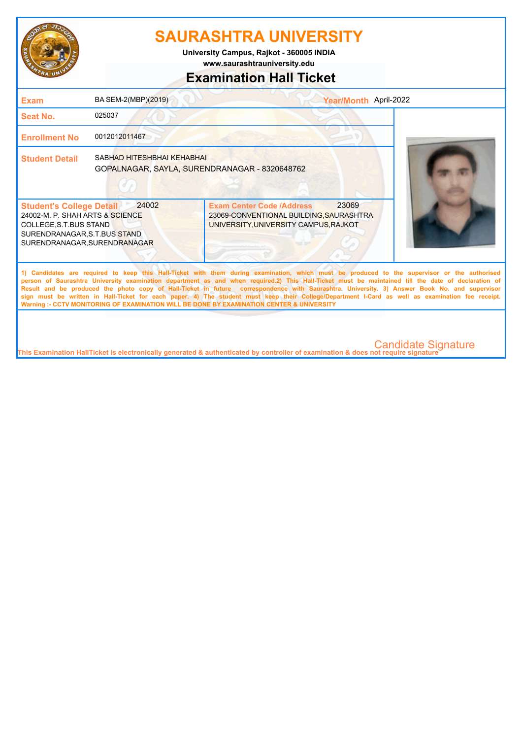# SAURASHTRA UNIVERSITY

**University Campus, Rajkot - 360005 INDIA**
**www.saurashtrauniversity.edu**

## Examination Hall Ticket

| | | | |
|---|---|---|---|
| **Exam** | BA SEM-2(MBP)(2019) | **Year/Month** | April-2022 |
| **Seat No.** | 025037 | | |
| **Enrollment No** | 0012012011467 | | |
| **Student Detail** | SABHAD HITESHBHAI KEHABHAI<br>GOPALNAGAR, SAYLA, SURENDRANAGAR - 8320648762 | | |

| **Student's College Detail** 24002 | **Exam Center Code /Address** 23069 |
|---|---|
| 24002-M. P. SHAH ARTS & SCIENCE COLLEGE,S.T.BUS STAND SURENDRANAGAR,S.T.BUS STAND SURENDRANAGAR,SURENDRANAGAR | 23069-CONVENTIONAL BUILDING,SAURASHTRA UNIVERSITY,UNIVERSITY CAMPUS,RAJKOT |

1) Candidates are required to keep this Hall-Ticket with them during examination, which must be produced to the supervisor or the authorised person of Saurashtra University examination department as and when required.2) This Hall-Ticket must be maintained till the date of declaration of Result and be produced the photo copy of Hall-Ticket in future correspondence with Saurashtra. University. 3) Answer Book No. and supervisor sign must be written in Hall-Ticket for each paper. 4) The student must keep their College/Department I-Card as well as examination fee receipt.
Warning :- CCTV MONITORING OF EXAMINATION WILL BE DONE BY EXAMINATION CENTER & UNIVERSITY

Candidate Signature

This Examination HallTicket is electronically generated & authenticated by controller of examination & does not require signature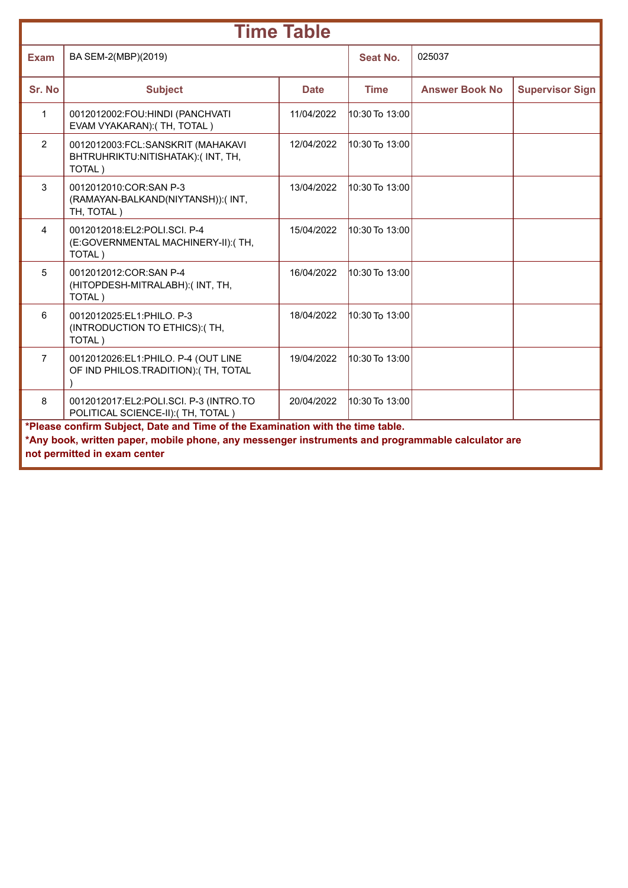# Time Table

| Exam | BA SEM-2(MBP)(2019) | Seat No. | 025037 |
|---|---|---|---|

| Sr. No | Subject | Date | Time | Answer Book No | Supervisor Sign |
|---|---|---|---|---|---|
| 1 | 0012012002:FOU:HINDI (PANCHVATI EVAM VYAKARAN):( TH, TOTAL ) | 11/04/2022 | 10:30 To 13:00 | | |
| 2 | 0012012003:FCL:SANSKRIT (MAHAKAVI BHTRUHRIKTU:NITISHATAK):( INT, TH, TOTAL ) | 12/04/2022 | 10:30 To 13:00 | | |
| 3 | 0012012010:COR:SAN P-3 (RAMAYAN-BALKAND(NIYTANSH)):( INT, TH, TOTAL ) | 13/04/2022 | 10:30 To 13:00 | | |
| 4 | 0012012018:EL2:POLI.SCI. P-4 (E:GOVERNMENTAL MACHINERY-II):( TH, TOTAL ) | 15/04/2022 | 10:30 To 13:00 | | |
| 5 | 0012012012:COR:SAN P-4 (HITOPDESH-MITRALABH):( INT, TH, TOTAL ) | 16/04/2022 | 10:30 To 13:00 | | |
| 6 | 0012012025:EL1:PHILO. P-3 (INTRODUCTION TO ETHICS):( TH, TOTAL ) | 18/04/2022 | 10:30 To 13:00 | | |
| 7 | 0012012026:EL1:PHILO. P-4 (OUT LINE OF IND PHILOS.TRADITION):( TH, TOTAL ) | 19/04/2022 | 10:30 To 13:00 | | |
| 8 | 0012012017:EL2:POLI.SCI. P-3 (INTRO.TO POLITICAL SCIENCE-II):( TH, TOTAL ) | 20/04/2022 | 10:30 To 13:00 | | |

**\*Please confirm Subject, Date and Time of the Examination with the time table.**

**\*Any book, written paper, mobile phone, any messenger instruments and programmable calculator are not permitted in exam center**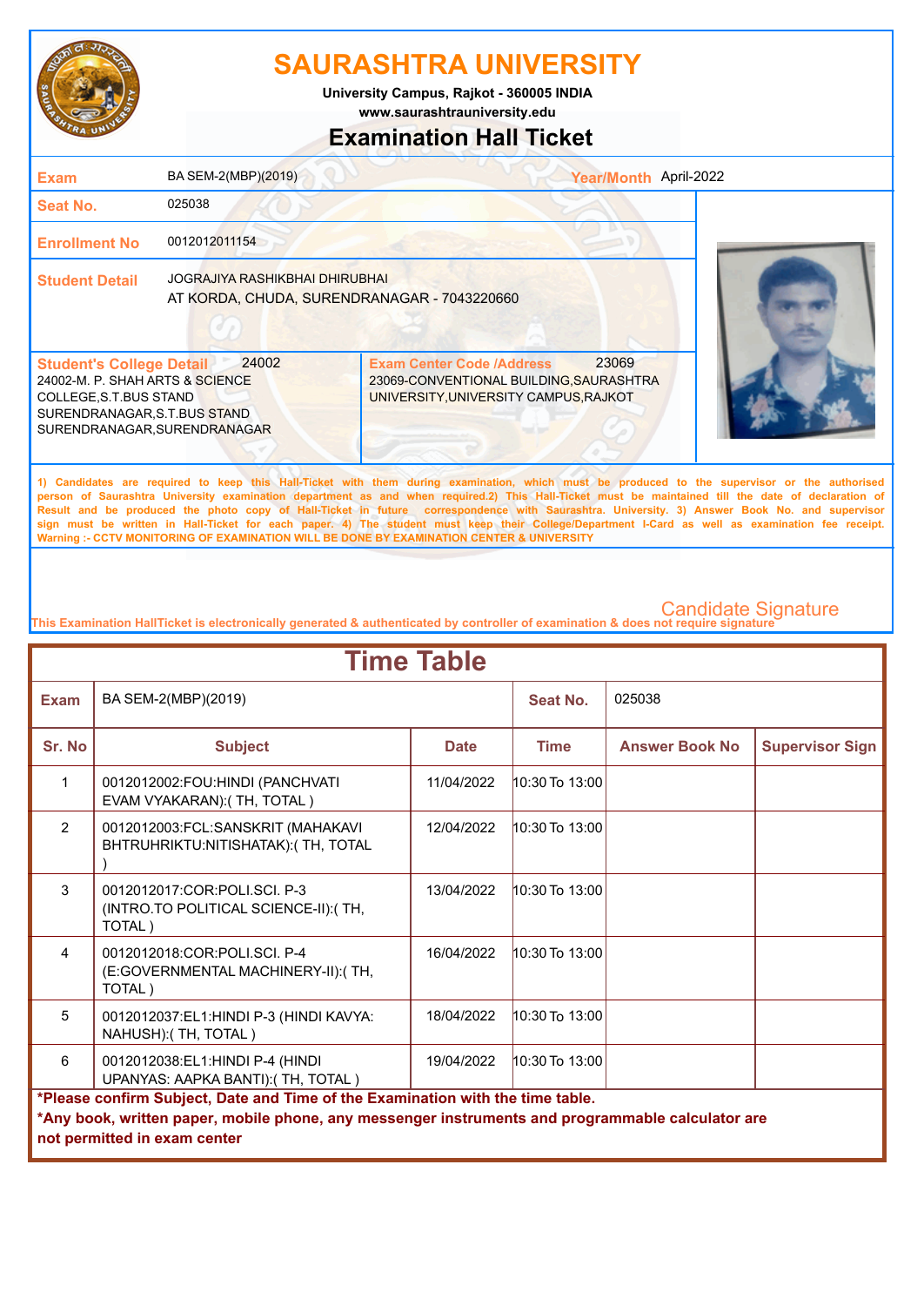# SAURASHTRA UNIVERSITY

University Campus, Rajkot - 360005 INDIA
www.saurashtrauniversity.edu

## Examination Hall Ticket

| | | | |
|---|---|---|---|
| **Exam** | BA SEM-2(MBP)(2019) | **Year/Month** | April-2022 |
| **Seat No.** | 025038 | | |
| **Enrollment No** | 0012012011154 | | |
| **Student Detail** | JOGRAJIYA RASHIKBHAI DHIRUBHAI<br>AT KORDA, CHUDA, SURENDRANAGAR - 7043220660 | | |

| **Student's College Detail** 24002 | **Exam Center Code /Address** 23069 |
|---|---|
| 24002-M. P. SHAH ARTS & SCIENCE COLLEGE,S.T.BUS STAND SURENDRANAGAR,S.T.BUS STAND SURENDRANAGAR,SURENDRANAGAR | 23069-CONVENTIONAL BUILDING,SAURASHTRA UNIVERSITY,UNIVERSITY CAMPUS,RAJKOT |

1) Candidates are required to keep this Hall-Ticket with them during examination, which must be produced to the supervisor or the authorised person of Saurashtra University examination department as and when required.2) This Hall-Ticket must be maintained till the date of declaration of Result and be produced the photo copy of Hall-Ticket in future correspondence with Saurashtra. University. 3) Answer Book No. and supervisor sign must be written in Hall-Ticket for each paper. 4) The student must keep their College/Department I-Card as well as examination fee receipt.
Warning :- CCTV MONITORING OF EXAMINATION WILL BE DONE BY EXAMINATION CENTER & UNIVERSITY

Candidate Signature

This Examination HallTicket is electronically generated & authenticated by controller of examination & does not require signature

## Time Table

**Exam:** BA SEM-2(MBP)(2019) **Seat No.:** 025038

| Sr. No | Subject | Date | Time | Answer Book No | Supervisor Sign |
|---|---|---|---|---|---|
| 1 | 0012012002:FOU:HINDI (PANCHVATI EVAM VYAKARAN):( TH, TOTAL ) | 11/04/2022 | 10:30 To 13:00 | | |
| 2 | 0012012003:FCL:SANSKRIT (MAHAKAVI BHTRUHRIKTU:NITISHATAK):( TH, TOTAL ) | 12/04/2022 | 10:30 To 13:00 | | |
| 3 | 0012012017:COR:POLI.SCI. P-3 (INTRO.TO POLITICAL SCIENCE-II):( TH, TOTAL ) | 13/04/2022 | 10:30 To 13:00 | | |
| 4 | 0012012018:COR:POLI.SCI. P-4 (E:GOVERNMENTAL MACHINERY-II):( TH, TOTAL ) | 16/04/2022 | 10:30 To 13:00 | | |
| 5 | 0012012037:EL1:HINDI P-3 (HINDI KAVYA: NAHUSH):( TH, TOTAL ) | 18/04/2022 | 10:30 To 13:00 | | |
| 6 | 0012012038:EL1:HINDI P-4 (HINDI UPANYAS: AAPKA BANTI):( TH, TOTAL ) | 19/04/2022 | 10:30 To 13:00 | | |

**\*Please confirm Subject, Date and Time of the Examination with the time table.**
**\*Any book, written paper, mobile phone, any messenger instruments and programmable calculator are not permitted in exam center**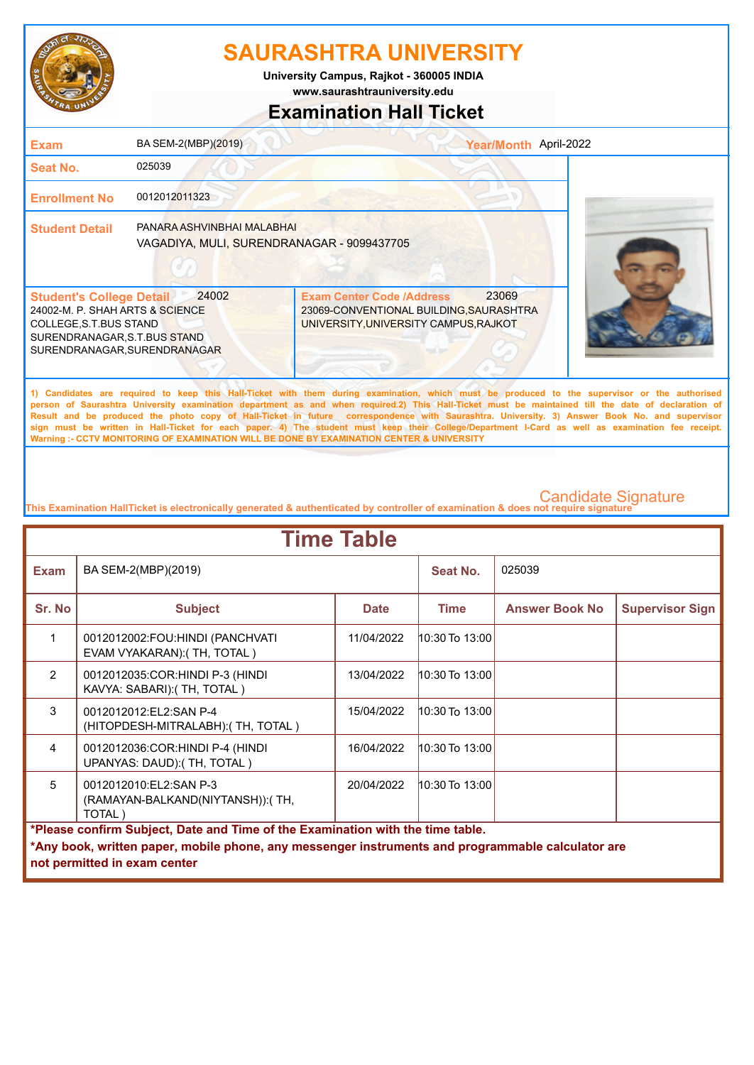# SAURASHTRA UNIVERSITY

**University Campus, Rajkot - 360005 INDIA**
**www.saurashtrauniversity.edu**

## Examination Hall Ticket

| | | | |
|---|---|---|---|
| **Exam** | BA SEM-2(MBP)(2019) | **Year/Month** | April-2022 |
| **Seat No.** | 025039 | | |
| **Enrollment No** | 0012012011323 | | |
| **Student Detail** | PANARA ASHVINBHAI MALABHAI<br>VAGADIYA, MULI, SURENDRANAGAR - 9099437705 | | |

| **Student's College Detail** 24002 | **Exam Center Code /Address** 23069 |
|---|---|
| 24002-M. P. SHAH ARTS & SCIENCE COLLEGE,S.T.BUS STAND SURENDRANAGAR,S.T.BUS STAND SURENDRANAGAR,SURENDRANAGAR | 23069-CONVENTIONAL BUILDING,SAURASHTRA UNIVERSITY,UNIVERSITY CAMPUS,RAJKOT |

1) Candidates are required to keep this Hall-Ticket with them during examination, which must be produced to the supervisor or the authorised person of Saurashtra University examination department as and when required.2) This Hall-Ticket must be maintained till the date of declaration of Result and be produced the photo copy of Hall-Ticket in future correspondence with Saurashtra. University. 3) Answer Book No. and supervisor sign must be written in Hall-Ticket for each paper. 4) The student must keep their College/Department I-Card as well as examination fee receipt.
Warning :- CCTV MONITORING OF EXAMINATION WILL BE DONE BY EXAMINATION CENTER & UNIVERSITY

Candidate Signature

This Examination HallTicket is electronically generated & authenticated by controller of examination & does not require signature

## Time Table

| **Exam** | BA SEM-2(MBP)(2019) | | **Seat No.** | 025039 | |
|---|---|---|---|---|---|
| **Sr. No** | **Subject** | **Date** | **Time** | **Answer Book No** | **Supervisor Sign** |
| 1 | 0012012002:FOU:HINDI (PANCHVATI EVAM VYAKARAN):( TH, TOTAL ) | 11/04/2022 | 10:30 To 13:00 | | |
| 2 | 0012012035:COR:HINDI P-3 (HINDI KAVYA: SABARI):( TH, TOTAL ) | 13/04/2022 | 10:30 To 13:00 | | |
| 3 | 0012012012:EL2:SAN P-4 (HITOPDESH-MITRALABH):( TH, TOTAL ) | 15/04/2022 | 10:30 To 13:00 | | |
| 4 | 0012012036:COR:HINDI P-4 (HINDI UPANYAS: DAUD):( TH, TOTAL ) | 16/04/2022 | 10:30 To 13:00 | | |
| 5 | 0012012010:EL2:SAN P-3 (RAMAYAN-BALKAND(NIYTANSH)):( TH, TOTAL ) | 20/04/2022 | 10:30 To 13:00 | | |

**\*Please confirm Subject, Date and Time of the Examination with the time table.**

**\*Any book, written paper, mobile phone, any messenger instruments and programmable calculator are not permitted in exam center**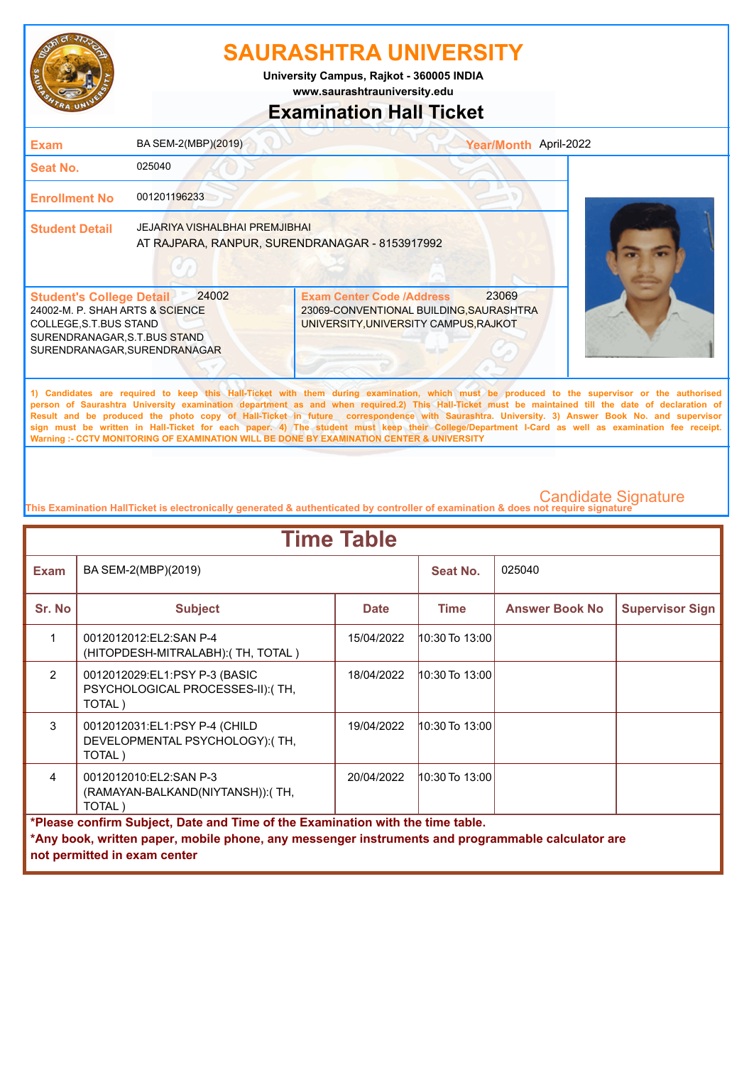# SAURASHTRA UNIVERSITY

**University Campus, Rajkot - 360005 INDIA**

**www.saurashtrauniversity.edu**

## Examination Hall Ticket

| | | | |
|---|---|---|---|
| **Exam** | BA SEM-2(MBP)(2019) | **Year/Month** | April-2022 |
| **Seat No.** | 025040 | | |
| **Enrollment No** | 001201196233 | | |
| **Student Detail** | JEJARIYA VISHALBHAI PREMJIBHAI<br>AT RAJPARA, RANPUR, SURENDRANAGAR - 8153917992 | | |

| **Student's College Detail** 24002 | **Exam Center Code /Address** 23069 |
|---|---|
| 24002-M. P. SHAH ARTS & SCIENCE COLLEGE,S.T.BUS STAND SURENDRANAGAR,S.T.BUS STAND SURENDRANAGAR,SURENDRANAGAR | 23069-CONVENTIONAL BUILDING,SAURASHTRA UNIVERSITY,UNIVERSITY CAMPUS,RAJKOT |

**1) Candidates are required to keep this Hall-Ticket with them during examination, which must be produced to the supervisor or the authorised person of Saurashtra University examination department as and when required.2) This Hall-Ticket must be maintained till the date of declaration of Result and be produced the photo copy of Hall-Ticket in future correspondence with Saurashtra. University. 3) Answer Book No. and supervisor sign must be written in Hall-Ticket for each paper. 4) The student must keep their College/Department I-Card as well as examination fee receipt.**
**Warning :- CCTV MONITORING OF EXAMINATION WILL BE DONE BY EXAMINATION CENTER & UNIVERSITY**

Candidate Signature

This Examination HallTicket is electronically generated & authenticated by controller of examination & does not require signature

## Time Table

| **Exam** | BA SEM-2(MBP)(2019) | | **Seat No.** | 025040 | |
|---|---|---|---|---|---|
| **Sr. No** | **Subject** | **Date** | **Time** | **Answer Book No** | **Supervisor Sign** |
| 1 | 0012012012:EL2:SAN P-4 (HITOPDESH-MITRALABH):( TH, TOTAL ) | 15/04/2022 | 10:30 To 13:00 | | |
| 2 | 0012012029:EL1:PSY P-3 (BASIC PSYCHOLOGICAL PROCESSES-II):( TH, TOTAL ) | 18/04/2022 | 10:30 To 13:00 | | |
| 3 | 0012012031:EL1:PSY P-4 (CHILD DEVELOPMENTAL PSYCHOLOGY):( TH, TOTAL ) | 19/04/2022 | 10:30 To 13:00 | | |
| 4 | 0012012010:EL2:SAN P-3 (RAMAYAN-BALKAND(NIYTANSH)):( TH, TOTAL ) | 20/04/2022 | 10:30 To 13:00 | | |

**\*Please confirm Subject, Date and Time of the Examination with the time table.**

**\*Any book, written paper, mobile phone, any messenger instruments and programmable calculator are not permitted in exam center**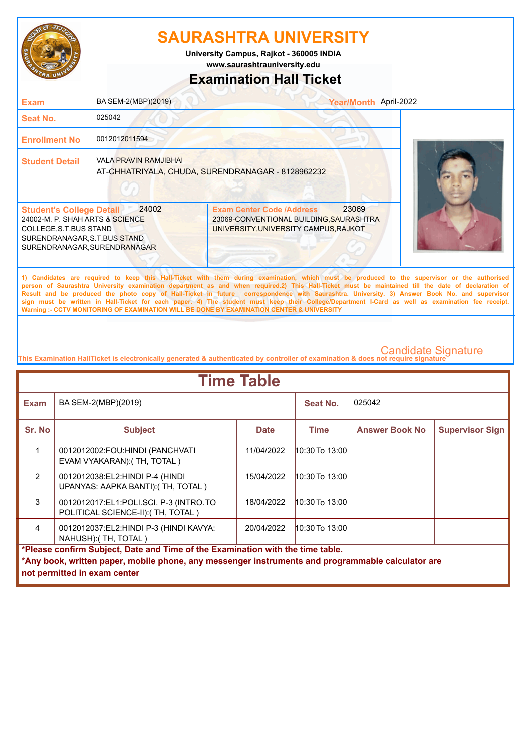# SAURASHTRA UNIVERSITY

**University Campus, Rajkot - 360005 INDIA**
**www.saurashtrauniversity.edu**

## Examination Hall Ticket

| | | | |
|---|---|---|---|
| **Exam** | BA SEM-2(MBP)(2019) | **Year/Month** | April-2022 |
| **Seat No.** | 025042 | | |
| **Enrollment No** | 0012012011594 | | |
| **Student Detail** | VALA PRAVIN RAMJIBHAI<br>AT-CHHATRIYALA, CHUDA, SURENDRANAGAR - 8128962232 | | |

| **Student's College Detail** 24002 | **Exam Center Code /Address** 23069 |
|---|---|
| 24002-M. P. SHAH ARTS & SCIENCE COLLEGE,S.T.BUS STAND SURENDRANAGAR,S.T.BUS STAND SURENDRANAGAR,SURENDRANAGAR | 23069-CONVENTIONAL BUILDING,SAURASHTRA UNIVERSITY,UNIVERSITY CAMPUS,RAJKOT |

**1) Candidates are required to keep this Hall-Ticket with them during examination, which must be produced to the supervisor or the authorised person of Saurashtra University examination department as and when required.2) This Hall-Ticket must be maintained till the date of declaration of Result and be produced the photo copy of Hall-Ticket in future correspondence with Saurashtra. University. 3) Answer Book No. and supervisor sign must be written in Hall-Ticket for each paper. 4) The student must keep their College/Department I-Card as well as examination fee receipt.**
**Warning :- CCTV MONITORING OF EXAMINATION WILL BE DONE BY EXAMINATION CENTER & UNIVERSITY**

Candidate Signature

This Examination HallTicket is electronically generated & authenticated by controller of examination & does not require signature

## Time Table

| **Exam** | BA SEM-2(MBP)(2019) | | **Seat No.** | 025042 | |
|---|---|---|---|---|---|
| **Sr. No** | **Subject** | **Date** | **Time** | **Answer Book No** | **Supervisor Sign** |
| 1 | 0012012002:FOU:HINDI (PANCHVATI EVAM VYAKARAN):( TH, TOTAL ) | 11/04/2022 | 10:30 To 13:00 | | |
| 2 | 0012012038:EL2:HINDI P-4 (HINDI UPANYAS: AAPKA BANTI):( TH, TOTAL ) | 15/04/2022 | 10:30 To 13:00 | | |
| 3 | 0012012017:EL1:POLI.SCI. P-3 (INTRO.TO POLITICAL SCIENCE-II):( TH, TOTAL ) | 18/04/2022 | 10:30 To 13:00 | | |
| 4 | 0012012037:EL2:HINDI P-3 (HINDI KAVYA: NAHUSH):( TH, TOTAL ) | 20/04/2022 | 10:30 To 13:00 | | |

**\*Please confirm Subject, Date and Time of the Examination with the time table.**
**\*Any book, written paper, mobile phone, any messenger instruments and programmable calculator are not permitted in exam center**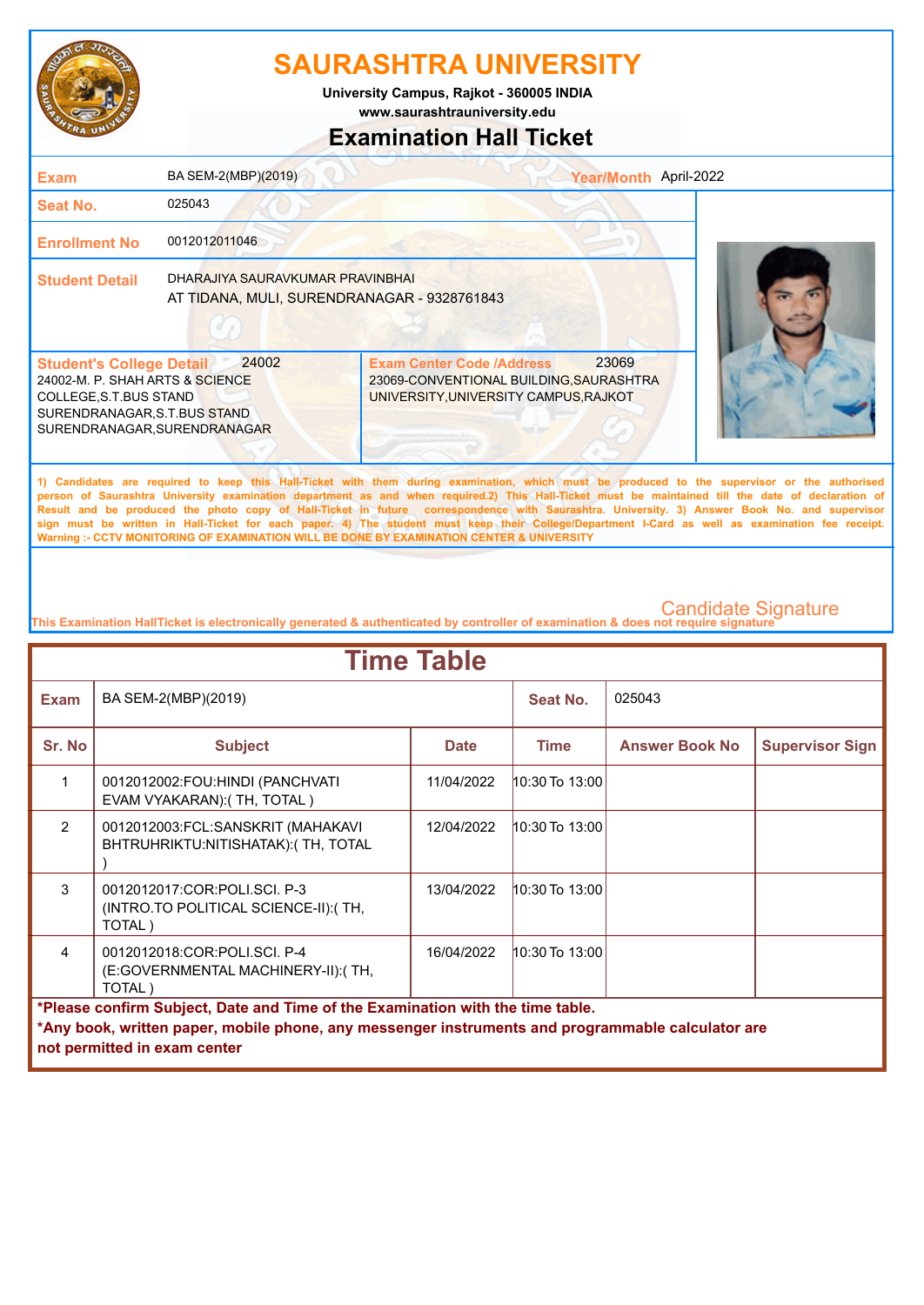# SAURASHTRA UNIVERSITY

University Campus, Rajkot - 360005 INDIA
www.saurashtrauniversity.edu

## Examination Hall Ticket

| | | | |
|---|---|---|---|
| **Exam** | BA SEM-2(MBP)(2019) | **Year/Month** | April-2022 |
| **Seat No.** | 025043 | | |
| **Enrollment No** | 0012012011046 | | |
| **Student Detail** | DHARAJIYA SAURAVKUMAR PRAVINBHAI<br>AT TIDANA, MULI, SURENDRANAGAR - 9328761843 | | |

| **Student's College Detail** 24002 | **Exam Center Code /Address** 23069 |
|---|---|
| 24002-M. P. SHAH ARTS & SCIENCE COLLEGE,S.T.BUS STAND SURENDRANAGAR,S.T.BUS STAND SURENDRANAGAR,SURENDRANAGAR | 23069-CONVENTIONAL BUILDING,SAURASHTRA UNIVERSITY,UNIVERSITY CAMPUS,RAJKOT |

1) Candidates are required to keep this Hall-Ticket with them during examination, which must be produced to the supervisor or the authorised person of Saurashtra University examination department as and when required.2) This Hall-Ticket must be maintained till the date of declaration of Result and be produced the photo copy of Hall-Ticket in future correspondence with Saurashtra. University. 3) Answer Book No. and supervisor sign must be written in Hall-Ticket for each paper. 4) The student must keep their College/Department I-Card as well as examination fee receipt.
Warning :- CCTV MONITORING OF EXAMINATION WILL BE DONE BY EXAMINATION CENTER & UNIVERSITY

Candidate Signature

This Examination HallTicket is electronically generated & authenticated by controller of examination & does not require signature

## Time Table

**Exam:** BA SEM-2(MBP)(2019) **Seat No.:** 025043

| Sr. No | Subject | Date | Time | Answer Book No | Supervisor Sign |
|---|---|---|---|---|---|
| 1 | 0012012002:FOU:HINDI (PANCHVATI EVAM VYAKARAN):( TH, TOTAL ) | 11/04/2022 | 10:30 To 13:00 | | |
| 2 | 0012012003:FCL:SANSKRIT (MAHAKAVI BHTRUHRIKTU:NITISHATAK):( TH, TOTAL ) | 12/04/2022 | 10:30 To 13:00 | | |
| 3 | 0012012017:COR:POLI.SCI. P-3 (INTRO.TO POLITICAL SCIENCE-II):( TH, TOTAL ) | 13/04/2022 | 10:30 To 13:00 | | |
| 4 | 0012012018:COR:POLI.SCI. P-4 (E:GOVERNMENTAL MACHINERY-II):( TH, TOTAL ) | 16/04/2022 | 10:30 To 13:00 | | |

**\*Please confirm Subject, Date and Time of the Examination with the time table.**
**\*Any book, written paper, mobile phone, any messenger instruments and programmable calculator are not permitted in exam center**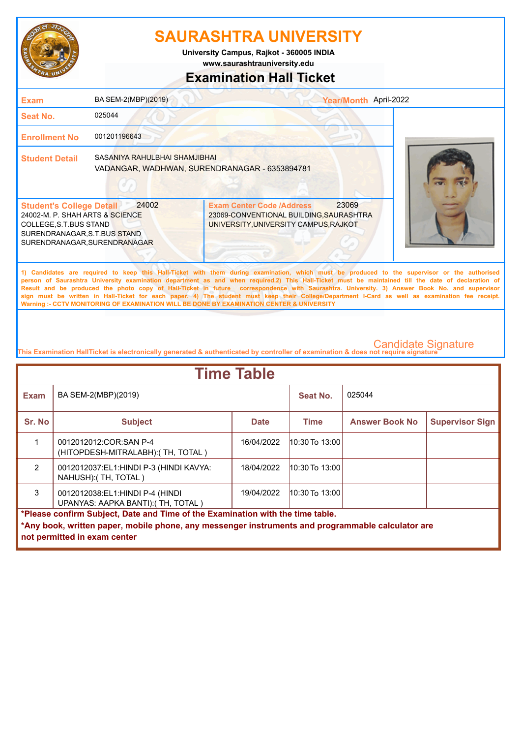# SAURASHTRA UNIVERSITY

University Campus, Rajkot - 360005 INDIA

www.saurashtrauniversity.edu

## Examination Hall Ticket

| | | | |
|---|---|---|---|
| **Exam** | BA SEM-2(MBP)(2019) | **Year/Month** | April-2022 |
| **Seat No.** | 025044 | | |
| **Enrollment No** | 001201196643 | | |
| **Student Detail** | SASANIYA RAHULBHAI SHAMJIBHAI<br>VADANGAR, WADHWAN, SURENDRANAGAR - 6353894781 | | |

**Student's College Detail** 24002
24002-M. P. SHAH ARTS & SCIENCE COLLEGE,S.T.BUS STAND SURENDRANAGAR,S.T.BUS STAND SURENDRANAGAR,SURENDRANAGAR

**Exam Center Code /Address** 23069
23069-CONVENTIONAL BUILDING,SAURASHTRA UNIVERSITY,UNIVERSITY CAMPUS,RAJKOT

1) Candidates are required to keep this Hall-Ticket with them during examination, which must be produced to the supervisor or the authorised person of Saurashtra University examination department as and when required.2) This Hall-Ticket must be maintained till the date of declaration of Result and be produced the photo copy of Hall-Ticket in future correspondence with Saurashtra. University. 3) Answer Book No. and supervisor sign must be written in Hall-Ticket for each paper. 4) The student must keep their College/Department I-Card as well as examination fee receipt.
Warning :- CCTV MONITORING OF EXAMINATION WILL BE DONE BY EXAMINATION CENTER & UNIVERSITY

Candidate Signature

This Examination HallTicket is electronically generated & authenticated by controller of examination & does not require signature

## Time Table

**Exam:** BA SEM-2(MBP)(2019) **Seat No.:** 025044

| Sr. No | Subject | Date | Time | Answer Book No | Supervisor Sign |
|---|---|---|---|---|---|
| 1 | 0012012012:COR:SAN P-4 (HITOPDESH-MITRALABH):( TH, TOTAL ) | 16/04/2022 | 10:30 To 13:00 | | |
| 2 | 0012012037:EL1:HINDI P-3 (HINDI KAVYA: NAHUSH):( TH, TOTAL ) | 18/04/2022 | 10:30 To 13:00 | | |
| 3 | 0012012038:EL1:HINDI P-4 (HINDI UPANYAS: AAPKA BANTI):( TH, TOTAL ) | 19/04/2022 | 10:30 To 13:00 | | |

**\*Please confirm Subject, Date and Time of the Examination with the time table.**

**\*Any book, written paper, mobile phone, any messenger instruments and programmable calculator are not permitted in exam center**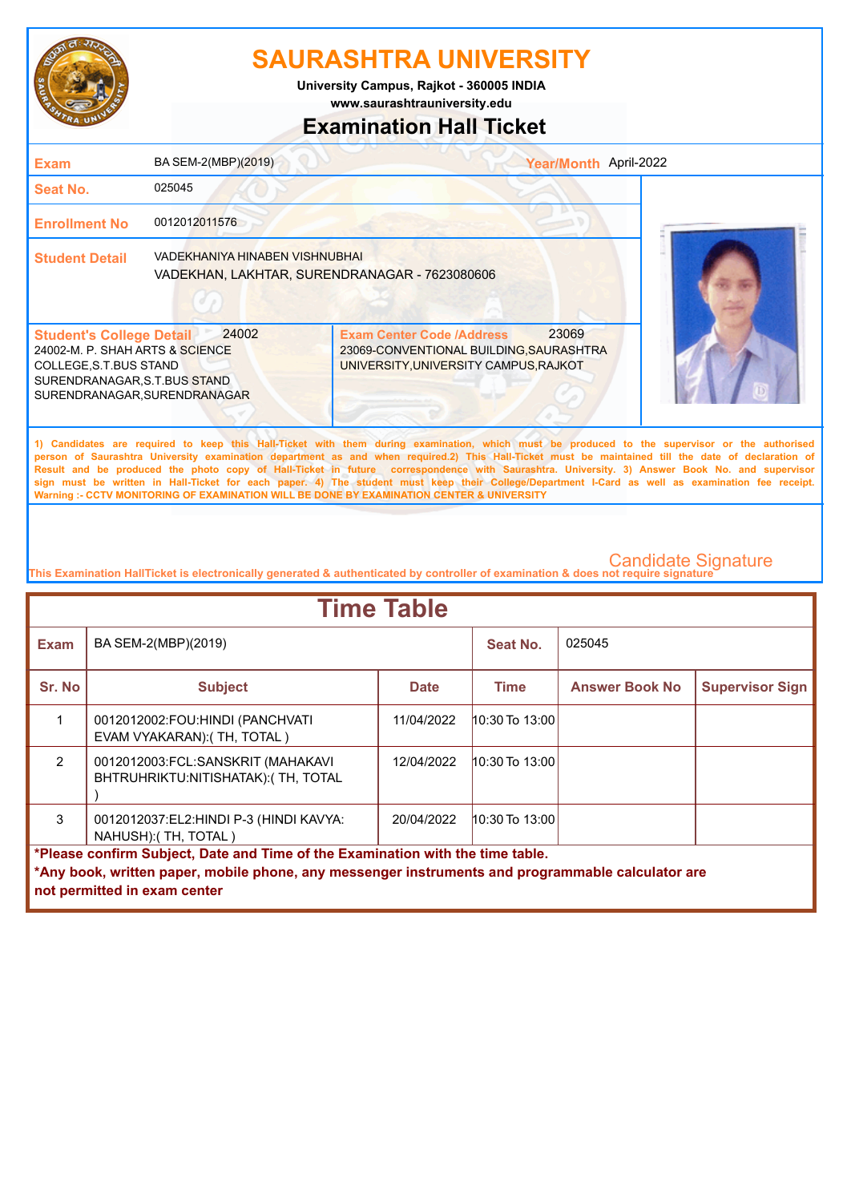# SAURASHTRA UNIVERSITY

**University Campus, Rajkot - 360005 INDIA**
**www.saurashtrauniversity.edu**

## Examination Hall Ticket

| | | | |
|---|---|---|---|
| **Exam** | BA SEM-2(MBP)(2019) | **Year/Month** | April-2022 |
| **Seat No.** | 025045 | | |
| **Enrollment No** | 0012012011576 | | |
| **Student Detail** | VADEKHANIYA HINABEN VISHNUBHAI<br>VADEKHAN, LAKHTAR, SURENDRANAGAR - 7623080606 | | |

| **Student's College Detail** 24002 | **Exam Center Code /Address** 23069 |
|---|---|
| 24002-M. P. SHAH ARTS & SCIENCE COLLEGE,S.T.BUS STAND SURENDRANAGAR,S.T.BUS STAND SURENDRANAGAR,SURENDRANAGAR | 23069-CONVENTIONAL BUILDING,SAURASHTRA UNIVERSITY,UNIVERSITY CAMPUS,RAJKOT |

1) Candidates are required to keep this Hall-Ticket with them during examination, which must be produced to the supervisor or the authorised person of Saurashtra University examination department as and when required.2) This Hall-Ticket must be maintained till the date of declaration of Result and be produced the photo copy of Hall-Ticket in future correspondence with Saurashtra. University. 3) Answer Book No. and supervisor sign must be written in Hall-Ticket for each paper. 4) The student must keep their College/Department I-Card as well as examination fee receipt.
Warning :- CCTV MONITORING OF EXAMINATION WILL BE DONE BY EXAMINATION CENTER & UNIVERSITY

Candidate Signature

This Examination HallTicket is electronically generated & authenticated by controller of examination & does not require signature

## Time Table

| **Exam** | BA SEM-2(MBP)(2019) | | **Seat No.** | 025045 | |
|---|---|---|---|---|---|
| **Sr. No** | **Subject** | **Date** | **Time** | **Answer Book No** | **Supervisor Sign** |
| 1 | 0012012002:FOU:HINDI (PANCHVATI EVAM VYAKARAN):( TH, TOTAL ) | 11/04/2022 | 10:30 To 13:00 | | |
| 2 | 0012012003:FCL:SANSKRIT (MAHAKAVI BHTRUHRIKTU:NITISHATAK):( TH, TOTAL ) | 12/04/2022 | 10:30 To 13:00 | | |
| 3 | 0012012037:EL2:HINDI P-3 (HINDI KAVYA: NAHUSH):( TH, TOTAL ) | 20/04/2022 | 10:30 To 13:00 | | |

**\*Please confirm Subject, Date and Time of the Examination with the time table.**
**\*Any book, written paper, mobile phone, any messenger instruments and programmable calculator are not permitted in exam center**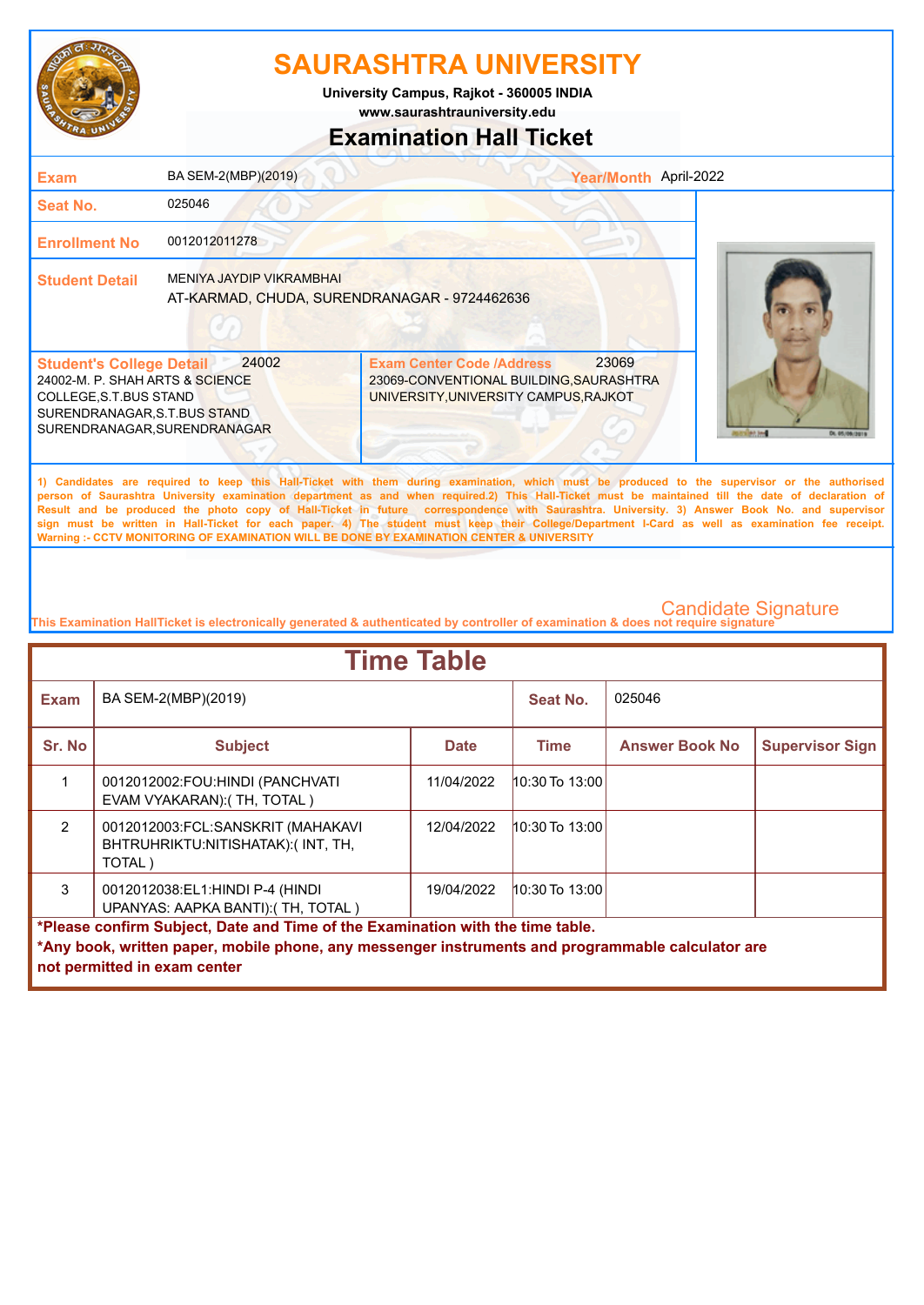# SAURASHTRA UNIVERSITY

University Campus, Rajkot - 360005 INDIA
www.saurashtrauniversity.edu

## Examination Hall Ticket

| | | | |
|---|---|---|---|
| **Exam** | BA SEM-2(MBP)(2019) | **Year/Month** | April-2022 |
| **Seat No.** | 025046 | | |
| **Enrollment No** | 0012012011278 | | |
| **Student Detail** | MENIYA JAYDIP VIKRAMBHAI<br>AT-KARMAD, CHUDA, SURENDRANAGAR - 9724462636 | | |

| **Student's College Detail** 24002 | **Exam Center Code /Address** 23069 |
|---|---|
| 24002-M. P. SHAH ARTS & SCIENCE COLLEGE,S.T.BUS STAND SURENDRANAGAR,S.T.BUS STAND SURENDRANAGAR,SURENDRANAGAR | 23069-CONVENTIONAL BUILDING,SAURASHTRA UNIVERSITY,UNIVERSITY CAMPUS,RAJKOT |

1) Candidates are required to keep this Hall-Ticket with them during examination, which must be produced to the supervisor or the authorised person of Saurashtra University examination department as and when required.2) This Hall-Ticket must be maintained till the date of declaration of Result and be produced the photo copy of Hall-Ticket in future correspondence with Saurashtra. University. 3) Answer Book No. and supervisor sign must be written in Hall-Ticket for each paper. 4) The student must keep their College/Department I-Card as well as examination fee receipt.
Warning :- CCTV MONITORING OF EXAMINATION WILL BE DONE BY EXAMINATION CENTER & UNIVERSITY

Candidate Signature

This Examination HallTicket is electronically generated & authenticated by controller of examination & does not require signature

## Time Table

| Exam | BA SEM-2(MBP)(2019) | | Seat No. | 025046 | |
|---|---|---|---|---|---|
| **Sr. No** | **Subject** | **Date** | **Time** | **Answer Book No** | **Supervisor Sign** |
| 1 | 0012012002:FOU:HINDI (PANCHVATI EVAM VYAKARAN):( TH, TOTAL ) | 11/04/2022 | 10:30 To 13:00 | | |
| 2 | 0012012003:FCL:SANSKRIT (MAHAKAVI BHTRUHRIKTU:NITISHATAK):( INT, TH, TOTAL ) | 12/04/2022 | 10:30 To 13:00 | | |
| 3 | 0012012038:EL1:HINDI P-4 (HINDI UPANYAS: AAPKA BANTI):( TH, TOTAL ) | 19/04/2022 | 10:30 To 13:00 | | |

**\*Please confirm Subject, Date and Time of the Examination with the time table.**
**\*Any book, written paper, mobile phone, any messenger instruments and programmable calculator are not permitted in exam center**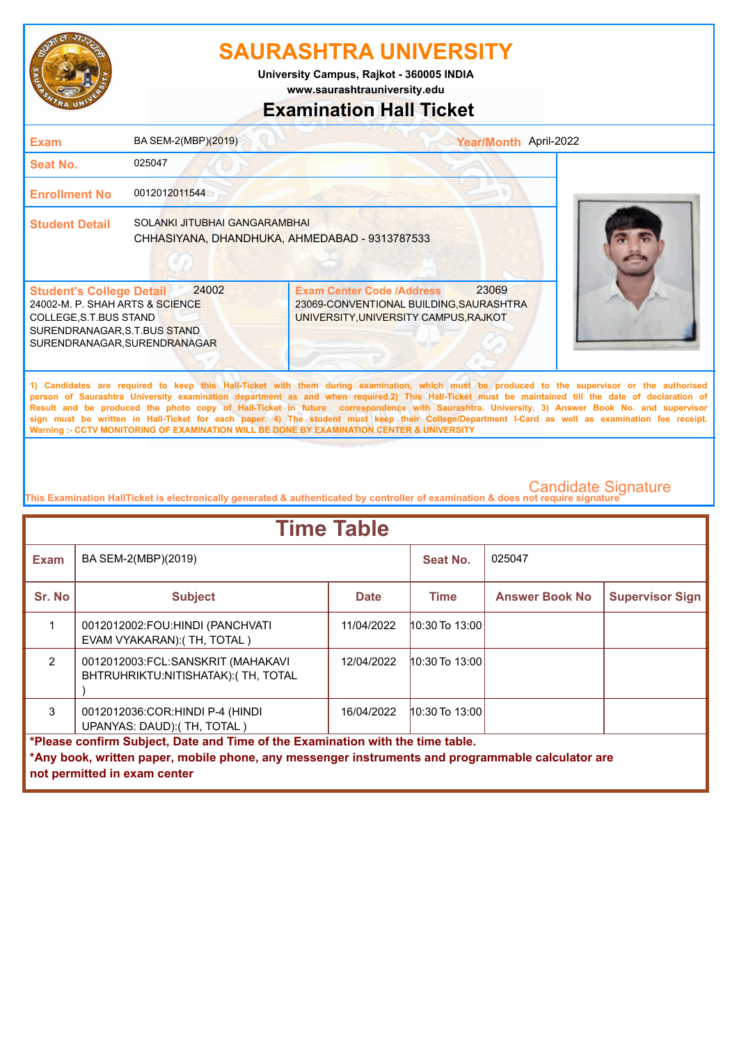# SAURASHTRA UNIVERSITY

University Campus, Rajkot - 360005 INDIA
www.saurashtrauniversity.edu

## Examination Hall Ticket

| | | | |
|---|---|---|---|
| **Exam** | BA SEM-2(MBP)(2019) | **Year/Month** | April-2022 |
| **Seat No.** | 025047 | | |
| **Enrollment No** | 0012012011544 | | |
| **Student Detail** | SOLANKI JITUBHAI GANGARAMBHAI<br>CHHASIYANA, DHANDHUKA, AHMEDABAD - 9313787533 | | |

| **Student's College Detail** 24002 | **Exam Center Code /Address** 23069 |
|---|---|
| 24002-M. P. SHAH ARTS & SCIENCE COLLEGE,S.T.BUS STAND SURENDRANAGAR,S.T.BUS STAND SURENDRANAGAR,SURENDRANAGAR | 23069-CONVENTIONAL BUILDING,SAURASHTRA UNIVERSITY,UNIVERSITY CAMPUS,RAJKOT |

1) Candidates are required to keep this Hall-Ticket with them during examination, which must be produced to the supervisor or the authorised person of Saurashtra University examination department as and when required.2) This Hall-Ticket must be maintained till the date of declaration of Result and be produced the photo copy of Hall-Ticket in future correspondence with Saurashtra. University. 3) Answer Book No. and supervisor sign must be written in Hall-Ticket for each paper. 4) The student must keep their College/Department I-Card as well as examination fee receipt.
Warning :- CCTV MONITORING OF EXAMINATION WILL BE DONE BY EXAMINATION CENTER & UNIVERSITY

Candidate Signature

This Examination HallTicket is electronically generated & authenticated by controller of examination & does not require signature

## Time Table

| **Exam** | BA SEM-2(MBP)(2019) | | **Seat No.** | 025047 | |
|---|---|---|---|---|---|
| **Sr. No** | **Subject** | **Date** | **Time** | **Answer Book No** | **Supervisor Sign** |
| 1 | 0012012002:FOU:HINDI (PANCHVATI EVAM VYAKARAN):( TH, TOTAL ) | 11/04/2022 | 10:30 To 13:00 | | |
| 2 | 0012012003:FCL:SANSKRIT (MAHAKAVI BHTRUHRIKTU:NITISHATAK):( TH, TOTAL ) | 12/04/2022 | 10:30 To 13:00 | | |
| 3 | 0012012036:COR:HINDI P-4 (HINDI UPANYAS: DAUD):( TH, TOTAL ) | 16/04/2022 | 10:30 To 13:00 | | |

**\*Please confirm Subject, Date and Time of the Examination with the time table.**
**\*Any book, written paper, mobile phone, any messenger instruments and programmable calculator are not permitted in exam center**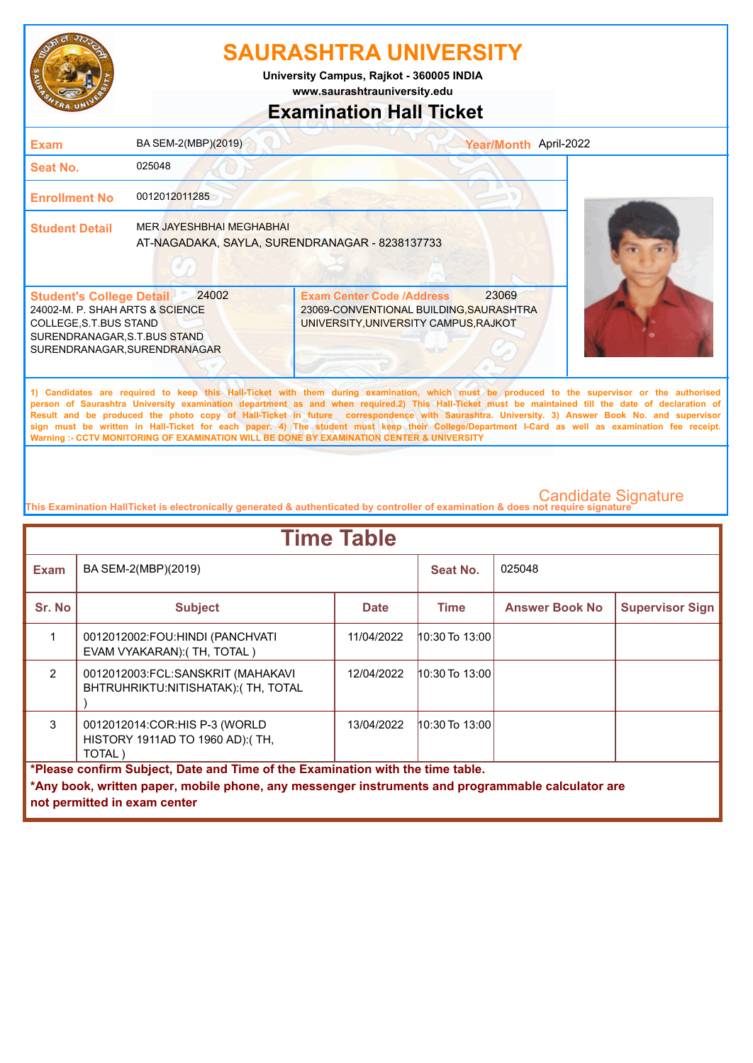# SAURASHTRA UNIVERSITY

**University Campus, Rajkot - 360005 INDIA**
**www.saurashtrauniversity.edu**

## Examination Hall Ticket

| | | | |
|---|---|---|---|
| **Exam** | BA SEM-2(MBP)(2019) | **Year/Month** | April-2022 |
| **Seat No.** | 025048 | | |
| **Enrollment No** | 0012012011285 | | |
| **Student Detail** | MER JAYESHBHAI MEGHABHAI<br>AT-NAGADAKA, SAYLA, SURENDRANAGAR - 8238137733 | | |

| **Student's College Detail** 24002 | **Exam Center Code /Address** 23069 |
|---|---|
| 24002-M. P. SHAH ARTS & SCIENCE COLLEGE,S.T.BUS STAND SURENDRANAGAR,S.T.BUS STAND SURENDRANAGAR,SURENDRANAGAR | 23069-CONVENTIONAL BUILDING,SAURASHTRA UNIVERSITY,UNIVERSITY CAMPUS,RAJKOT |

1) Candidates are required to keep this Hall-Ticket with them during examination, which must be produced to the supervisor or the authorised person of Saurashtra University examination department as and when required.2) This Hall-Ticket must be maintained till the date of declaration of Result and be produced the photo copy of Hall-Ticket in future correspondence with Saurashtra. University. 3) Answer Book No. and supervisor sign must be written in Hall-Ticket for each paper. 4) The student must keep their College/Department I-Card as well as examination fee receipt.
Warning :- CCTV MONITORING OF EXAMINATION WILL BE DONE BY EXAMINATION CENTER & UNIVERSITY

Candidate Signature

This Examination HallTicket is electronically generated & authenticated by controller of examination & does not require signature

## Time Table

| **Exam** | BA SEM-2(MBP)(2019) | | **Seat No.** | 025048 | |
|---|---|---|---|---|---|
| **Sr. No** | **Subject** | **Date** | **Time** | **Answer Book No** | **Supervisor Sign** |
| 1 | 0012012002:FOU:HINDI (PANCHVATI EVAM VYAKARAN):( TH, TOTAL ) | 11/04/2022 | 10:30 To 13:00 | | |
| 2 | 0012012003:FCL:SANSKRIT (MAHAKAVI BHTRUHRIKTU:NITISHATAK):( TH, TOTAL ) | 12/04/2022 | 10:30 To 13:00 | | |
| 3 | 0012012014:COR:HIS P-3 (WORLD HISTORY 1911AD TO 1960 AD):( TH, TOTAL ) | 13/04/2022 | 10:30 To 13:00 | | |

**\*Please confirm Subject, Date and Time of the Examination with the time table.**

**\*Any book, written paper, mobile phone, any messenger instruments and programmable calculator are not permitted in exam center**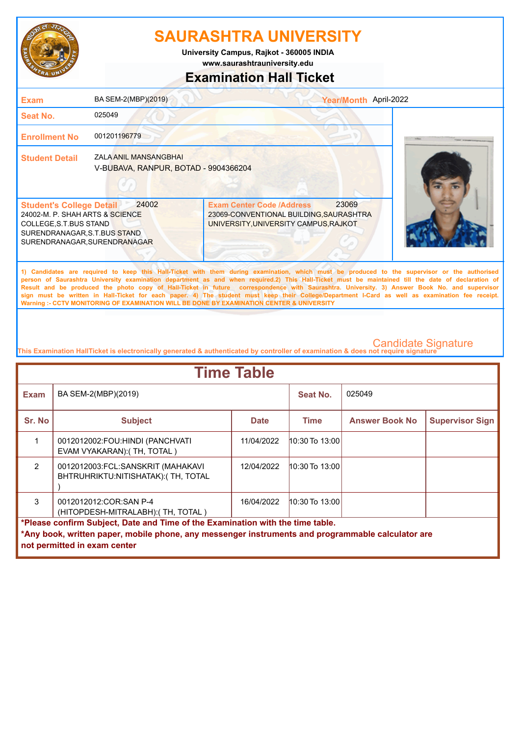# SAURASHTRA UNIVERSITY

**University Campus, Rajkot - 360005 INDIA**
**www.saurashtrauniversity.edu**

## Examination Hall Ticket

| | | | |
|---|---|---|---|
| **Exam** | BA SEM-2(MBP)(2019) | **Year/Month** | April-2022 |
| **Seat No.** | 025049 | | |
| **Enrollment No** | 001201196779 | | |
| **Student Detail** | ZALA ANIL MANSANGBHAI<br>V-BUBAVA, RANPUR, BOTAD - 9904366204 | | |

| **Student's College Detail** 24002 | **Exam Center Code /Address** 23069 |
|---|---|
| 24002-M. P. SHAH ARTS & SCIENCE COLLEGE,S.T.BUS STAND SURENDRANAGAR,S.T.BUS STAND SURENDRANAGAR,SURENDRANAGAR | 23069-CONVENTIONAL BUILDING,SAURASHTRA UNIVERSITY,UNIVERSITY CAMPUS,RAJKOT |

1) Candidates are required to keep this Hall-Ticket with them during examination, which must be produced to the supervisor or the authorised person of Saurashtra University examination department as and when required.2) This Hall-Ticket must be maintained till the date of declaration of Result and be produced the photo copy of Hall-Ticket in future correspondence with Saurashtra. University. 3) Answer Book No. and supervisor sign must be written in Hall-Ticket for each paper. 4) The student must keep their College/Department I-Card as well as examination fee receipt.
Warning :- CCTV MONITORING OF EXAMINATION WILL BE DONE BY EXAMINATION CENTER & UNIVERSITY

Candidate Signature

This Examination HallTicket is electronically generated & authenticated by controller of examination & does not require signature

## Time Table

| **Exam** | BA SEM-2(MBP)(2019) | | **Seat No.** | 025049 | |
|---|---|---|---|---|---|
| **Sr. No** | **Subject** | **Date** | **Time** | **Answer Book No** | **Supervisor Sign** |
| 1 | 0012012002:FOU:HINDI (PANCHVATI EVAM VYAKARAN):( TH, TOTAL ) | 11/04/2022 | 10:30 To 13:00 | | |
| 2 | 0012012003:FCL:SANSKRIT (MAHAKAVI BHTRUHRIKTU:NITISHATAK):( TH, TOTAL ) | 12/04/2022 | 10:30 To 13:00 | | |
| 3 | 0012012012:COR:SAN P-4 (HITOPDESH-MITRALABH):( TH, TOTAL ) | 16/04/2022 | 10:30 To 13:00 | | |

**\*Please confirm Subject, Date and Time of the Examination with the time table.**
**\*Any book, written paper, mobile phone, any messenger instruments and programmable calculator are not permitted in exam center**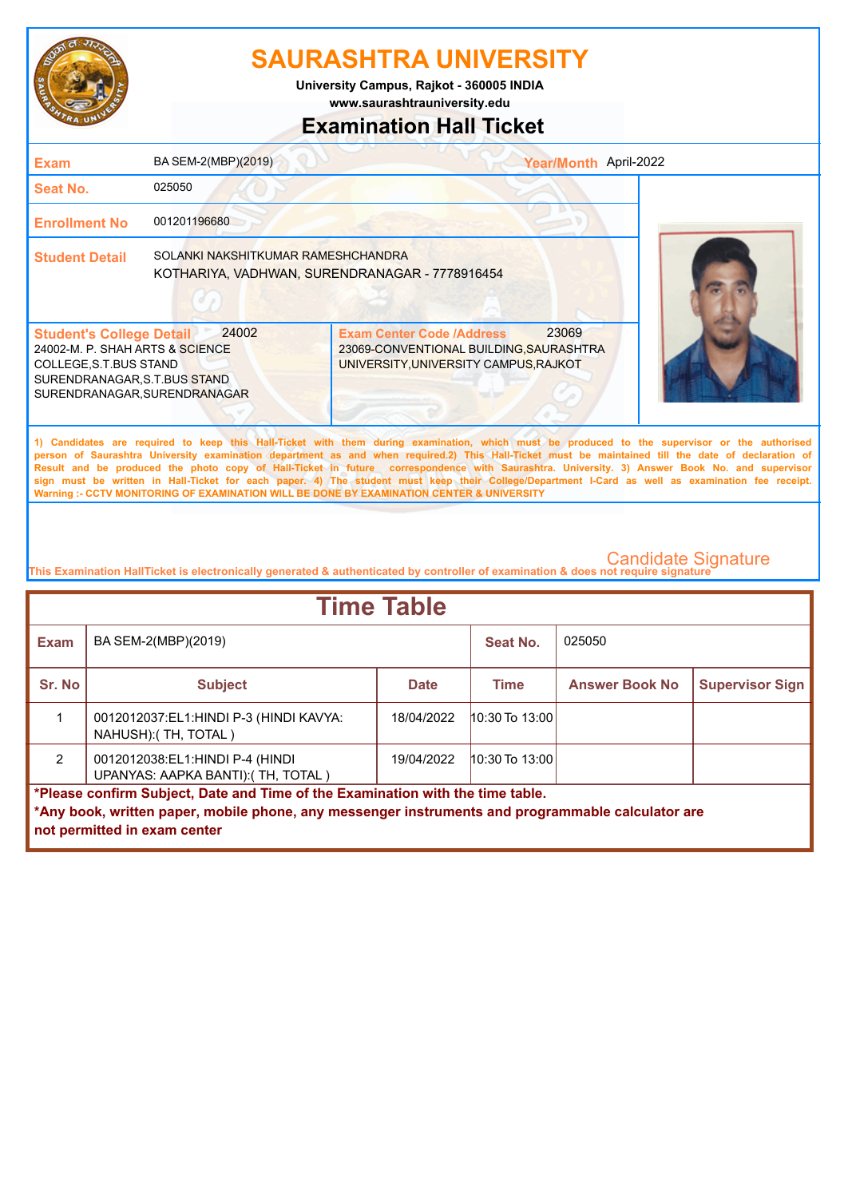# SAURASHTRA UNIVERSITY

University Campus, Rajkot - 360005 INDIA
www.saurashtrauniversity.edu

## Examination Hall Ticket

| | | | |
|---|---|---|---|
| **Exam** | BA SEM-2(MBP)(2019) | **Year/Month** | April-2022 |
| **Seat No.** | 025050 | | |
| **Enrollment No** | 001201196680 | | |
| **Student Detail** | SOLANKI NAKSHITKUMAR RAMESHCHANDRA<br>KOTHARIYA, VADHWAN, SURENDRANAGAR - 7778916454 | | |

| **Student's College Detail** 24002 | **Exam Center Code /Address** 23069 |
|---|---|
| 24002-M. P. SHAH ARTS & SCIENCE COLLEGE,S.T.BUS STAND SURENDRANAGAR,S.T.BUS STAND SURENDRANAGAR,SURENDRANAGAR | 23069-CONVENTIONAL BUILDING,SAURASHTRA UNIVERSITY,UNIVERSITY CAMPUS,RAJKOT |

1) Candidates are required to keep this Hall-Ticket with them during examination, which must be produced to the supervisor or the authorised person of Saurashtra University examination department as and when required.2) This Hall-Ticket must be maintained till the date of declaration of Result and be produced the photo copy of Hall-Ticket in future correspondence with Saurashtra. University. 3) Answer Book No. and supervisor sign must be written in Hall-Ticket for each paper. 4) The student must keep their College/Department I-Card as well as examination fee receipt.
Warning :- CCTV MONITORING OF EXAMINATION WILL BE DONE BY EXAMINATION CENTER & UNIVERSITY

Candidate Signature

This Examination HallTicket is electronically generated & authenticated by controller of examination & does not require signature

## Time Table

| **Exam** | BA SEM-2(MBP)(2019) | | **Seat No.** | 025050 | |
|---|---|---|---|---|---|
| **Sr. No** | **Subject** | **Date** | **Time** | **Answer Book No** | **Supervisor Sign** |
| 1 | 0012012037:EL1:HINDI P-3 (HINDI KAVYA: NAHUSH):( TH, TOTAL ) | 18/04/2022 | 10:30 To 13:00 | | |
| 2 | 0012012038:EL1:HINDI P-4 (HINDI UPANYAS: AAPKA BANTI):( TH, TOTAL ) | 19/04/2022 | 10:30 To 13:00 | | |

**\*Please confirm Subject, Date and Time of the Examination with the time table.**
**\*Any book, written paper, mobile phone, any messenger instruments and programmable calculator are not permitted in exam center**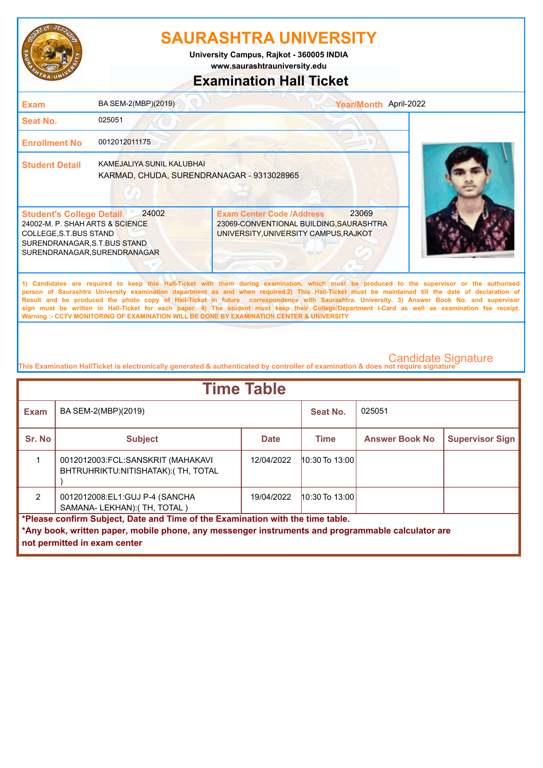# SAURASHTRA UNIVERSITY

University Campus, Rajkot - 360005 INDIA
www.saurashtrauniversity.edu

## Examination Hall Ticket

| | | | |
|---|---|---|---|
| **Exam** | BA SEM-2(MBP)(2019) | **Year/Month** | April-2022 |
| **Seat No.** | 025051 | | |
| **Enrollment No** | 0012012011175 | | |
| **Student Detail** | KAMEJALIYA SUNIL KALUBHAI<br>KARMAD, CHUDA, SURENDRANAGAR - 9313028965 | | |

| **Student's College Detail** 24002 | **Exam Center Code /Address** 23069 |
|---|---|
| 24002-M. P. SHAH ARTS & SCIENCE COLLEGE,S.T.BUS STAND SURENDRANAGAR,S.T.BUS STAND SURENDRANAGAR,SURENDRANAGAR | 23069-CONVENTIONAL BUILDING,SAURASHTRA UNIVERSITY,UNIVERSITY CAMPUS,RAJKOT |

1) Candidates are required to keep this Hall-Ticket with them during examination, which must be produced to the supervisor or the authorised person of Saurashtra University examination department as and when required.2) This Hall-Ticket must be maintained till the date of declaration of Result and be produced the photo copy of Hall-Ticket in future correspondence with Saurashtra. University. 3) Answer Book No. and supervisor sign must be written in Hall-Ticket for each paper. 4) The student must keep their College/Department I-Card as well as examination fee receipt.
Warning :- CCTV MONITORING OF EXAMINATION WILL BE DONE BY EXAMINATION CENTER & UNIVERSITY

Candidate Signature

This Examination HallTicket is electronically generated & authenticated by controller of examination & does not require signature

## Time Table

| **Exam** | BA SEM-2(MBP)(2019) | | **Seat No.** | 025051 | |
|---|---|---|---|---|---|
| **Sr. No** | **Subject** | **Date** | **Time** | **Answer Book No** | **Supervisor Sign** |
| 1 | 0012012003:FCL:SANSKRIT (MAHAKAVI BHTRUHRIKTU:NITISHATAK):( TH, TOTAL ) | 12/04/2022 | 10:30 To 13:00 | | |
| 2 | 0012012008:EL1:GUJ P-4 (SANCHA SAMANA- LEKHAN):( TH, TOTAL ) | 19/04/2022 | 10:30 To 13:00 | | |

**\*Please confirm Subject, Date and Time of the Examination with the time table.**
**\*Any book, written paper, mobile phone, any messenger instruments and programmable calculator are not permitted in exam center**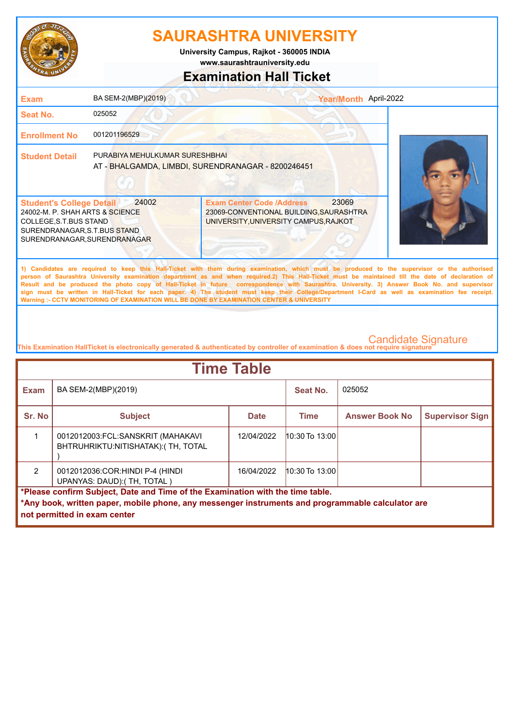# SAURASHTRA UNIVERSITY

University Campus, Rajkot - 360005 INDIA

www.saurashtrauniversity.edu

## Examination Hall Ticket

| | | | |
|---|---|---|---|
| **Exam** | BA SEM-2(MBP)(2019) | **Year/Month** | April-2022 |
| **Seat No.** | 025052 | | |
| **Enrollment No** | 001201196529 | | |
| **Student Detail** | PURABIYA MEHULKUMAR SURESHBHAI<br>AT - BHALGAMDA, LIMBDI, SURENDRANAGAR - 8200246451 | | |

| **Student's College Detail** 24002 | **Exam Center Code /Address** 23069 |
|---|---|
| 24002-M. P. SHAH ARTS & SCIENCE COLLEGE,S.T.BUS STAND SURENDRANAGAR,S.T.BUS STAND SURENDRANAGAR,SURENDRANAGAR | 23069-CONVENTIONAL BUILDING,SAURASHTRA UNIVERSITY,UNIVERSITY CAMPUS,RAJKOT |

1) Candidates are required to keep this Hall-Ticket with them during examination, which must be produced to the supervisor or the authorised person of Saurashtra University examination department as and when required.2) This Hall-Ticket must be maintained till the date of declaration of Result and be produced the photo copy of Hall-Ticket in future correspondence with Saurashtra. University. 3) Answer Book No. and supervisor sign must be written in Hall-Ticket for each paper. 4) The student must keep their College/Department I-Card as well as examination fee receipt.
Warning :- CCTV MONITORING OF EXAMINATION WILL BE DONE BY EXAMINATION CENTER & UNIVERSITY

Candidate Signature

This Examination HallTicket is electronically generated & authenticated by controller of examination & does not require signature

## Time Table

**Exam:** BA SEM-2(MBP)(2019) **Seat No.:** 025052

| Sr. No | Subject | Date | Time | Answer Book No | Supervisor Sign |
|---|---|---|---|---|---|
| 1 | 0012012003:FCL:SANSKRIT (MAHAKAVI BHTRUHRIKTU:NITISHATAK):( TH, TOTAL ) | 12/04/2022 | 10:30 To 13:00 | | |
| 2 | 0012012036:COR:HINDI P-4 (HINDI UPANYAS: DAUD):( TH, TOTAL ) | 16/04/2022 | 10:30 To 13:00 | | |

**\*Please confirm Subject, Date and Time of the Examination with the time table.**

**\*Any book, written paper, mobile phone, any messenger instruments and programmable calculator are not permitted in exam center**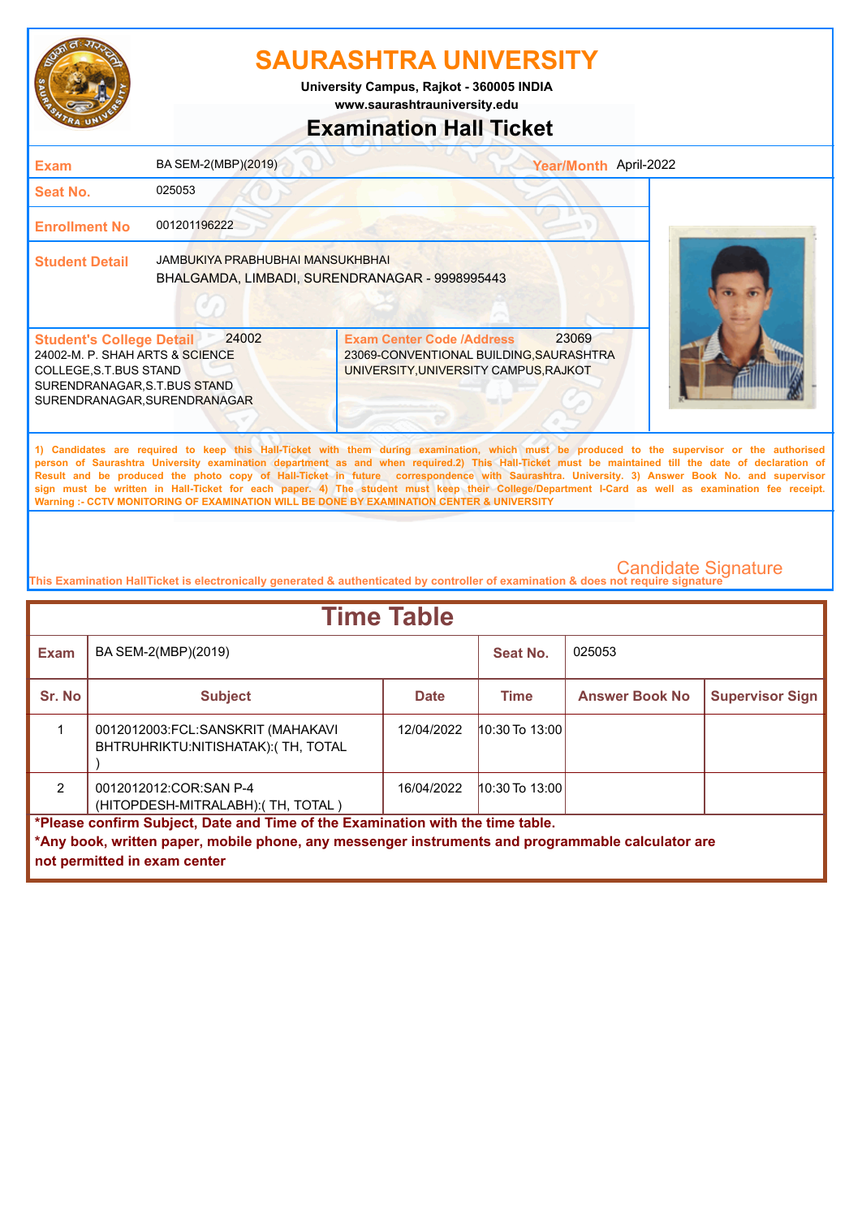# SAURASHTRA UNIVERSITY

**University Campus, Rajkot - 360005 INDIA**
**www.saurashtrauniversity.edu**

## Examination Hall Ticket

| | | | |
|---|---|---|---|
| **Exam** | BA SEM-2(MBP)(2019) | **Year/Month** | April-2022 |
| **Seat No.** | 025053 | | |
| **Enrollment No** | 001201196222 | | |
| **Student Detail** | JAMBUKIYA PRABHUBHAI MANSUKHBHAI<br>BHALGAMDA, LIMBADI, SURENDRANAGAR - 9998995443 | | |

| **Student's College Detail** 24002 | **Exam Center Code /Address** 23069 |
|---|---|
| 24002-M. P. SHAH ARTS & SCIENCE COLLEGE,S.T.BUS STAND SURENDRANAGAR,S.T.BUS STAND SURENDRANAGAR,SURENDRANAGAR | 23069-CONVENTIONAL BUILDING,SAURASHTRA UNIVERSITY,UNIVERSITY CAMPUS,RAJKOT |

1) Candidates are required to keep this Hall-Ticket with them during examination, which must be produced to the supervisor or the authorised person of Saurashtra University examination department as and when required.2) This Hall-Ticket must be maintained till the date of declaration of Result and be produced the photo copy of Hall-Ticket in future correspondence with Saurashtra. University. 3) Answer Book No. and supervisor sign must be written in Hall-Ticket for each paper. 4) The student must keep their College/Department I-Card as well as examination fee receipt.
Warning :- CCTV MONITORING OF EXAMINATION WILL BE DONE BY EXAMINATION CENTER & UNIVERSITY

Candidate Signature

This Examination HallTicket is electronically generated & authenticated by controller of examination & does not require signature

## Time Table

| **Exam** | BA SEM-2(MBP)(2019) | | **Seat No.** | 025053 | |
|---|---|---|---|---|---|
| **Sr. No** | **Subject** | **Date** | **Time** | **Answer Book No** | **Supervisor Sign** |
| 1 | 0012012003:FCL:SANSKRIT (MAHAKAVI BHTRUHRIKTU:NITISHATAK):( TH, TOTAL ) | 12/04/2022 | 10:30 To 13:00 | | |
| 2 | 0012012012:COR:SAN P-4 (HITOPDESH-MITRALABH):( TH, TOTAL ) | 16/04/2022 | 10:30 To 13:00 | | |

**\*Please confirm Subject, Date and Time of the Examination with the time table.**
**\*Any book, written paper, mobile phone, any messenger instruments and programmable calculator are not permitted in exam center**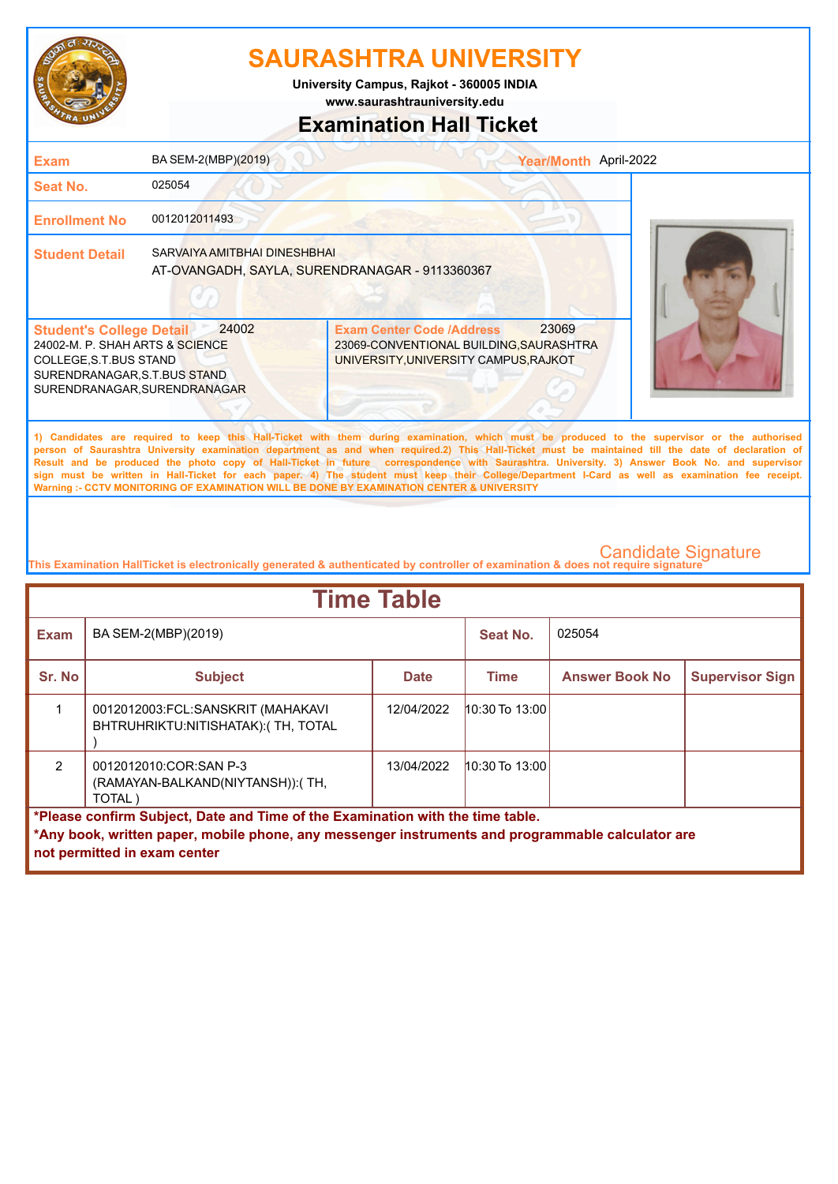# SAURASHTRA UNIVERSITY

University Campus, Rajkot - 360005 INDIA

www.saurashtrauniversity.edu

## Examination Hall Ticket

| | | | |
|---|---|---|---|
| **Exam** | BA SEM-2(MBP)(2019) | **Year/Month** | April-2022 |
| **Seat No.** | 025054 | | |
| **Enrollment No** | 0012012011493 | | |
| **Student Detail** | SARVAIYA AMITBHAI DINESHBHAI<br>AT-OVANGADH, SAYLA, SURENDRANAGAR - 9113360367 | | |

| **Student's College Detail** 24002 | **Exam Center Code /Address** 23069 |
|---|---|
| 24002-M. P. SHAH ARTS & SCIENCE COLLEGE,S.T.BUS STAND SURENDRANAGAR,S.T.BUS STAND SURENDRANAGAR,SURENDRANAGAR | 23069-CONVENTIONAL BUILDING,SAURASHTRA UNIVERSITY,UNIVERSITY CAMPUS,RAJKOT |

1) Candidates are required to keep this Hall-Ticket with them during examination, which must be produced to the supervisor or the authorised person of Saurashtra University examination department as and when required.2) This Hall-Ticket must be maintained till the date of declaration of Result and be produced the photo copy of Hall-Ticket in future correspondence with Saurashtra. University. 3) Answer Book No. and supervisor sign must be written in Hall-Ticket for each paper. 4) The student must keep their College/Department I-Card as well as examination fee receipt.
Warning :- CCTV MONITORING OF EXAMINATION WILL BE DONE BY EXAMINATION CENTER & UNIVERSITY

Candidate Signature

This Examination HallTicket is electronically generated & authenticated by controller of examination & does not require signature

## Time Table

| **Exam** | BA SEM-2(MBP)(2019) | **Seat No.** | 025054 |
|---|---|---|---|

| Sr. No | Subject | Date | Time | Answer Book No | Supervisor Sign |
|---|---|---|---|---|---|
| 1 | 0012012003:FCL:SANSKRIT (MAHAKAVI BHTRUHRIKTU:NITISHATAK):( TH, TOTAL ) | 12/04/2022 | 10:30 To 13:00 | | |
| 2 | 0012012010:COR:SAN P-3 (RAMAYAN-BALKAND(NIYTANSH)):( TH, TOTAL ) | 13/04/2022 | 10:30 To 13:00 | | |

**\*Please confirm Subject, Date and Time of the Examination with the time table.**

**\*Any book, written paper, mobile phone, any messenger instruments and programmable calculator are not permitted in exam center**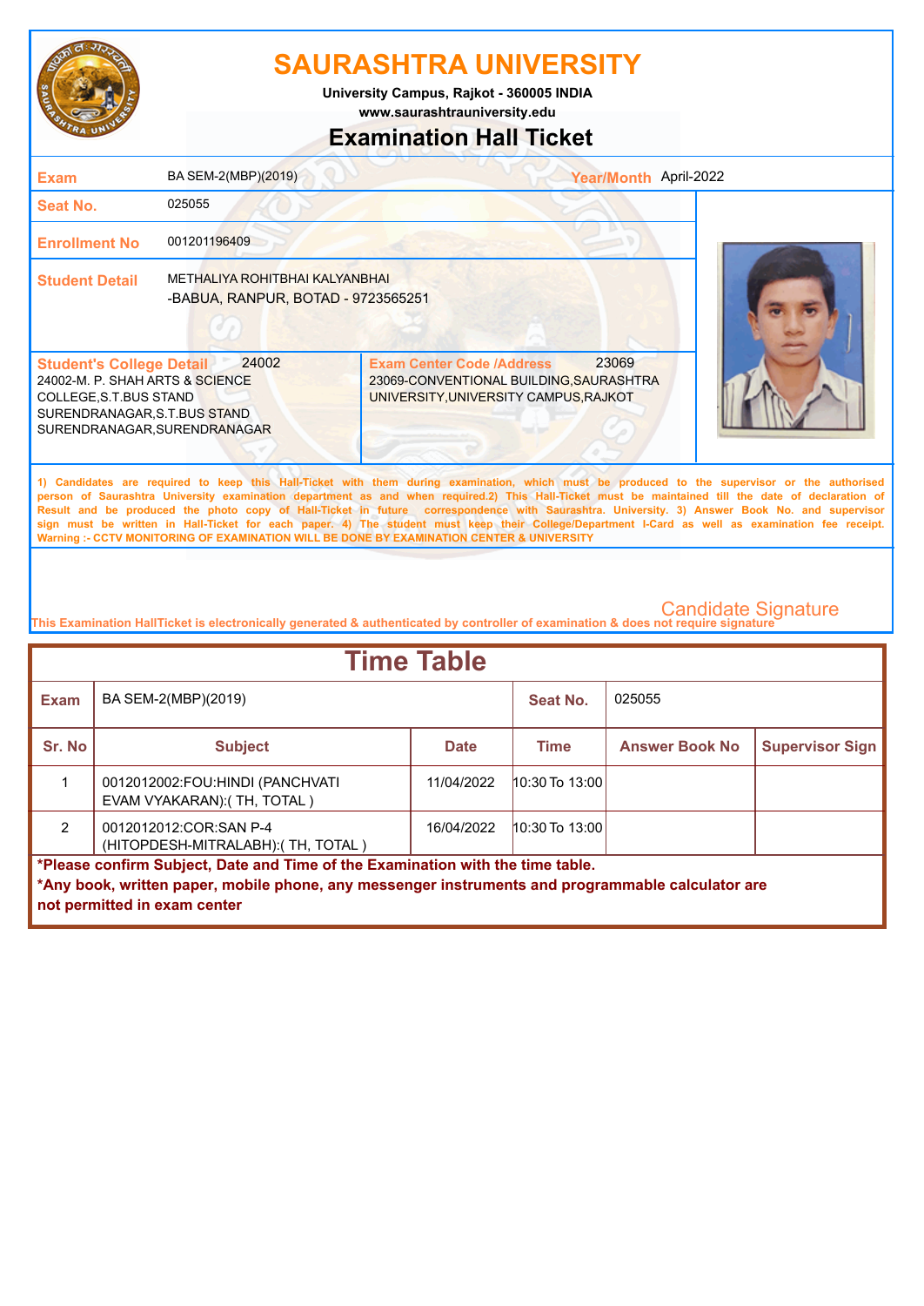# SAURASHTRA UNIVERSITY

**University Campus, Rajkot - 360005 INDIA**
**www.saurashtrauniversity.edu**

## Examination Hall Ticket

| | | | |
|---|---|---|---|
| **Exam** | BA SEM-2(MBP)(2019) | **Year/Month** | April-2022 |
| **Seat No.** | 025055 | | |
| **Enrollment No** | 001201196409 | | |
| **Student Detail** | METHALIYA ROHITBHAI KALYANBHAI -BABUA, RANPUR, BOTAD - 9723565251 | | |

| | |
|---|---|
| **Student's College Detail** 24002 | **Exam Center Code /Address** 23069 |
| 24002-M. P. SHAH ARTS & SCIENCE COLLEGE,S.T.BUS STAND SURENDRANAGAR,S.T.BUS STAND SURENDRANAGAR,SURENDRANAGAR | 23069-CONVENTIONAL BUILDING,SAURASHTRA UNIVERSITY,UNIVERSITY CAMPUS,RAJKOT |

1) Candidates are required to keep this Hall-Ticket with them during examination, which must be produced to the supervisor or the authorised person of Saurashtra University examination department as and when required.2) This Hall-Ticket must be maintained till the date of declaration of Result and be produced the photo copy of Hall-Ticket in future correspondence with Saurashtra. University. 3) Answer Book No. and supervisor sign must be written in Hall-Ticket for each paper. 4) The student must keep their College/Department I-Card as well as examination fee receipt.
Warning :- CCTV MONITORING OF EXAMINATION WILL BE DONE BY EXAMINATION CENTER & UNIVERSITY

Candidate Signature

This Examination HallTicket is electronically generated & authenticated by controller of examination & does not require signature

## Time Table

| **Exam** | BA SEM-2(MBP)(2019) | | **Seat No.** | 025055 | |
|---|---|---|---|---|---|
| **Sr. No** | **Subject** | **Date** | **Time** | **Answer Book No** | **Supervisor Sign** |
| 1 | 0012012002:FOU:HINDI (PANCHVATI EVAM VYAKARAN):( TH, TOTAL ) | 11/04/2022 | 10:30 To 13:00 | | |
| 2 | 0012012012:COR:SAN P-4 (HITOPDESH-MITRALABH):( TH, TOTAL ) | 16/04/2022 | 10:30 To 13:00 | | |

**\*Please confirm Subject, Date and Time of the Examination with the time table.**
**\*Any book, written paper, mobile phone, any messenger instruments and programmable calculator are not permitted in exam center**